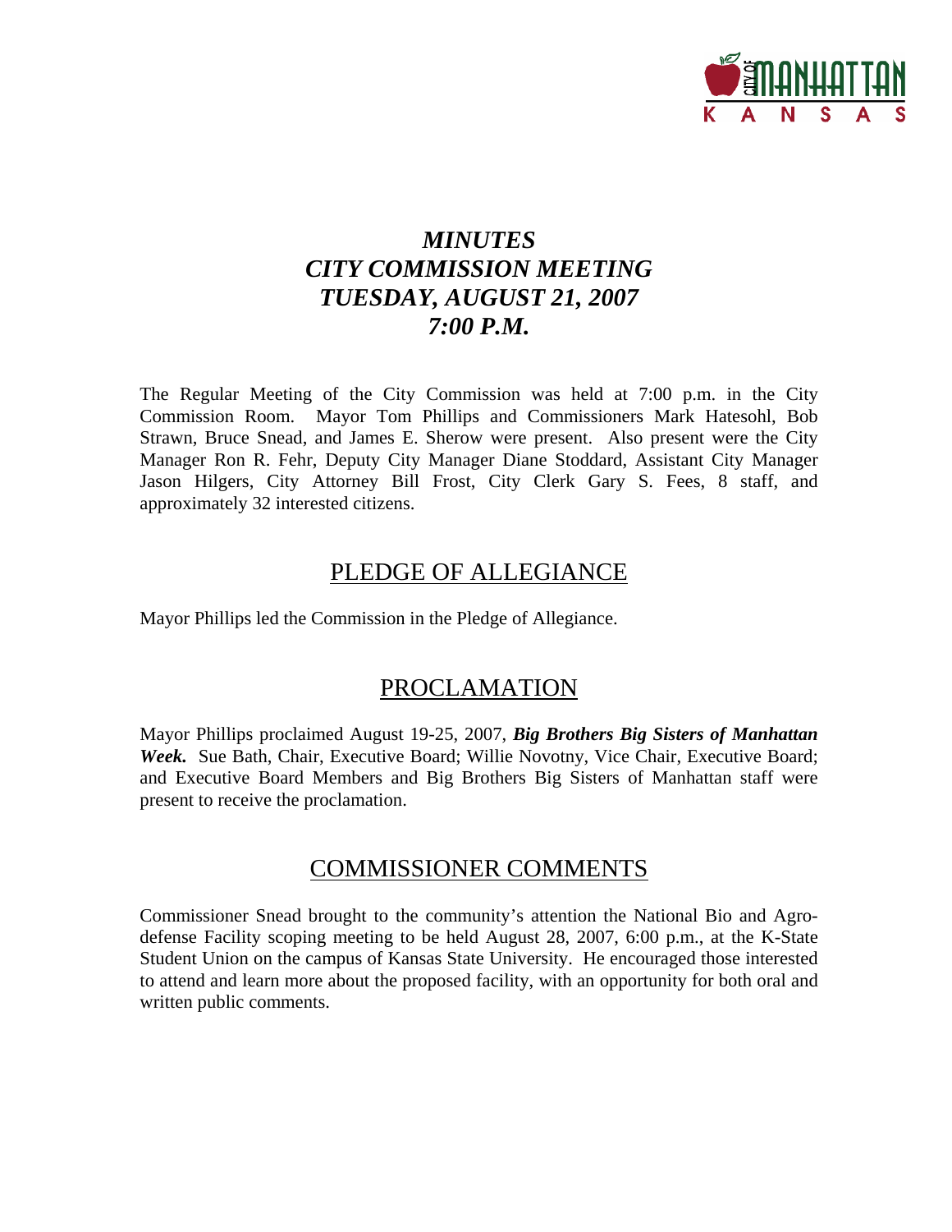# *MINUTES*
# *CITY COMMISSION MEETING*
# *TUESDAY, AUGUST 21, 2007*
# *7:00 P.M.*

The Regular Meeting of the City Commission was held at 7:00 p.m. in the City Commission Room. Mayor Tom Phillips and Commissioners Mark Hatesohl, Bob Strawn, Bruce Snead, and James E. Sherow were present. Also present were the City Manager Ron R. Fehr, Deputy City Manager Diane Stoddard, Assistant City Manager Jason Hilgers, City Attorney Bill Frost, City Clerk Gary S. Fees, 8 staff, and approximately 32 interested citizens.

## PLEDGE OF ALLEGIANCE

Mayor Phillips led the Commission in the Pledge of Allegiance.

## PROCLAMATION

Mayor Phillips proclaimed August 19-25, 2007, ***Big Brothers Big Sisters of Manhattan Week.*** Sue Bath, Chair, Executive Board; Willie Novotny, Vice Chair, Executive Board; and Executive Board Members and Big Brothers Big Sisters of Manhattan staff were present to receive the proclamation.

## COMMISSIONER COMMENTS

Commissioner Snead brought to the community's attention the National Bio and Agro-defense Facility scoping meeting to be held August 28, 2007, 6:00 p.m., at the K-State Student Union on the campus of Kansas State University. He encouraged those interested to attend and learn more about the proposed facility, with an opportunity for both oral and written public comments.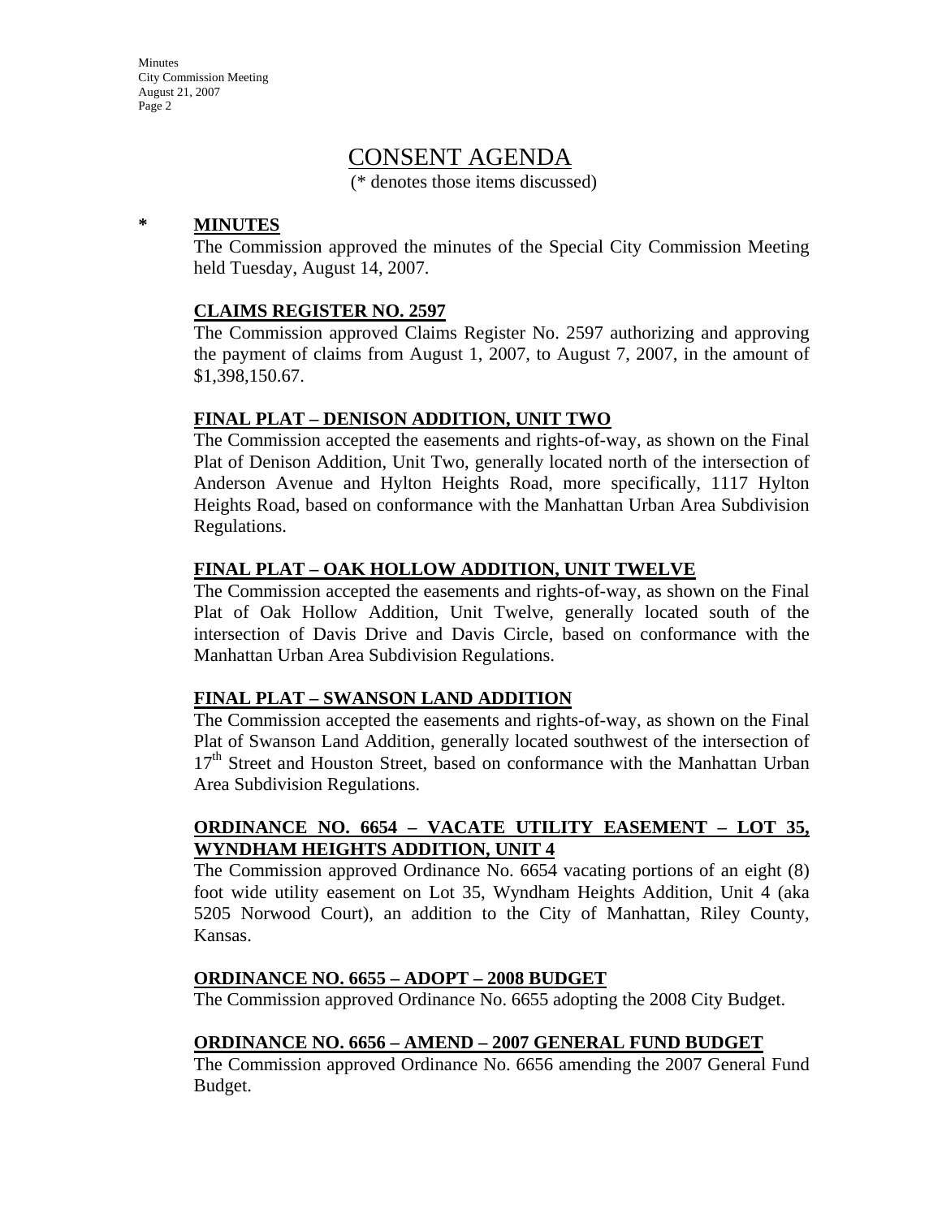# CONSENT AGENDA

(* denotes those items discussed)

**\* MINUTES**

The Commission approved the minutes of the Special City Commission Meeting held Tuesday, August 14, 2007.

**CLAIMS REGISTER NO. 2597**

The Commission approved Claims Register No. 2597 authorizing and approving the payment of claims from August 1, 2007, to August 7, 2007, in the amount of $1,398,150.67.

**FINAL PLAT – DENISON ADDITION, UNIT TWO**

The Commission accepted the easements and rights-of-way, as shown on the Final Plat of Denison Addition, Unit Two, generally located north of the intersection of Anderson Avenue and Hylton Heights Road, more specifically, 1117 Hylton Heights Road, based on conformance with the Manhattan Urban Area Subdivision Regulations.

**FINAL PLAT – OAK HOLLOW ADDITION, UNIT TWELVE**

The Commission accepted the easements and rights-of-way, as shown on the Final Plat of Oak Hollow Addition, Unit Twelve, generally located south of the intersection of Davis Drive and Davis Circle, based on conformance with the Manhattan Urban Area Subdivision Regulations.

**FINAL PLAT – SWANSON LAND ADDITION**

The Commission accepted the easements and rights-of-way, as shown on the Final Plat of Swanson Land Addition, generally located southwest of the intersection of 17th Street and Houston Street, based on conformance with the Manhattan Urban Area Subdivision Regulations.

**ORDINANCE NO. 6654 – VACATE UTILITY EASEMENT – LOT 35, WYNDHAM HEIGHTS ADDITION, UNIT 4**

The Commission approved Ordinance No. 6654 vacating portions of an eight (8) foot wide utility easement on Lot 35, Wyndham Heights Addition, Unit 4 (aka 5205 Norwood Court), an addition to the City of Manhattan, Riley County, Kansas.

**ORDINANCE NO. 6655 – ADOPT – 2008 BUDGET**

The Commission approved Ordinance No. 6655 adopting the 2008 City Budget.

**ORDINANCE NO. 6656 – AMEND – 2007 GENERAL FUND BUDGET**

The Commission approved Ordinance No. 6656 amending the 2007 General Fund Budget.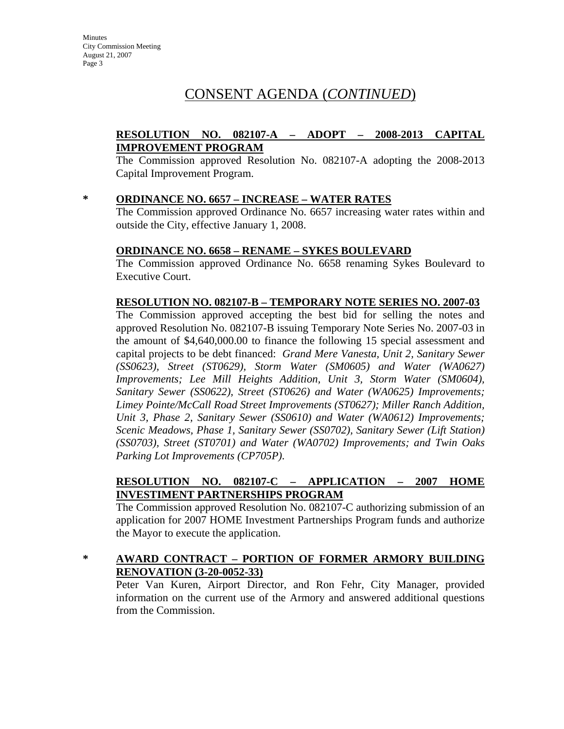# CONSENT AGENDA (*CONTINUED*)

**RESOLUTION NO. 082107-A – ADOPT – 2008-2013 CAPITAL IMPROVEMENT PROGRAM**

The Commission approved Resolution No. 082107-A adopting the 2008-2013 Capital Improvement Program.

\* **ORDINANCE NO. 6657 – INCREASE – WATER RATES**

The Commission approved Ordinance No. 6657 increasing water rates within and outside the City, effective January 1, 2008.

**ORDINANCE NO. 6658 – RENAME – SYKES BOULEVARD**

The Commission approved Ordinance No. 6658 renaming Sykes Boulevard to Executive Court.

**RESOLUTION NO. 082107-B – TEMPORARY NOTE SERIES NO. 2007-03**

The Commission approved accepting the best bid for selling the notes and approved Resolution No. 082107-B issuing Temporary Note Series No. 2007-03 in the amount of $4,640,000.00 to finance the following 15 special assessment and capital projects to be debt financed: *Grand Mere Vanesta, Unit 2, Sanitary Sewer (SS0623), Street (ST0629), Storm Water (SM0605) and Water (WA0627) Improvements; Lee Mill Heights Addition, Unit 3, Storm Water (SM0604), Sanitary Sewer (SS0622), Street (ST0626) and Water (WA0625) Improvements; Limey Pointe/McCall Road Street Improvements (ST0627); Miller Ranch Addition, Unit 3, Phase 2, Sanitary Sewer (SS0610) and Water (WA0612) Improvements; Scenic Meadows, Phase 1, Sanitary Sewer (SS0702), Sanitary Sewer (Lift Station) (SS0703), Street (ST0701) and Water (WA0702) Improvements; and Twin Oaks Parking Lot Improvements (CP705P).*

**RESOLUTION NO. 082107-C – APPLICATION – 2007 HOME INVESTIMENT PARTNERSHIPS PROGRAM**

The Commission approved Resolution No. 082107-C authorizing submission of an application for 2007 HOME Investment Partnerships Program funds and authorize the Mayor to execute the application.

\* **AWARD CONTRACT – PORTION OF FORMER ARMORY BUILDING RENOVATION (3-20-0052-33)**

Peter Van Kuren, Airport Director, and Ron Fehr, City Manager, provided information on the current use of the Armory and answered additional questions from the Commission.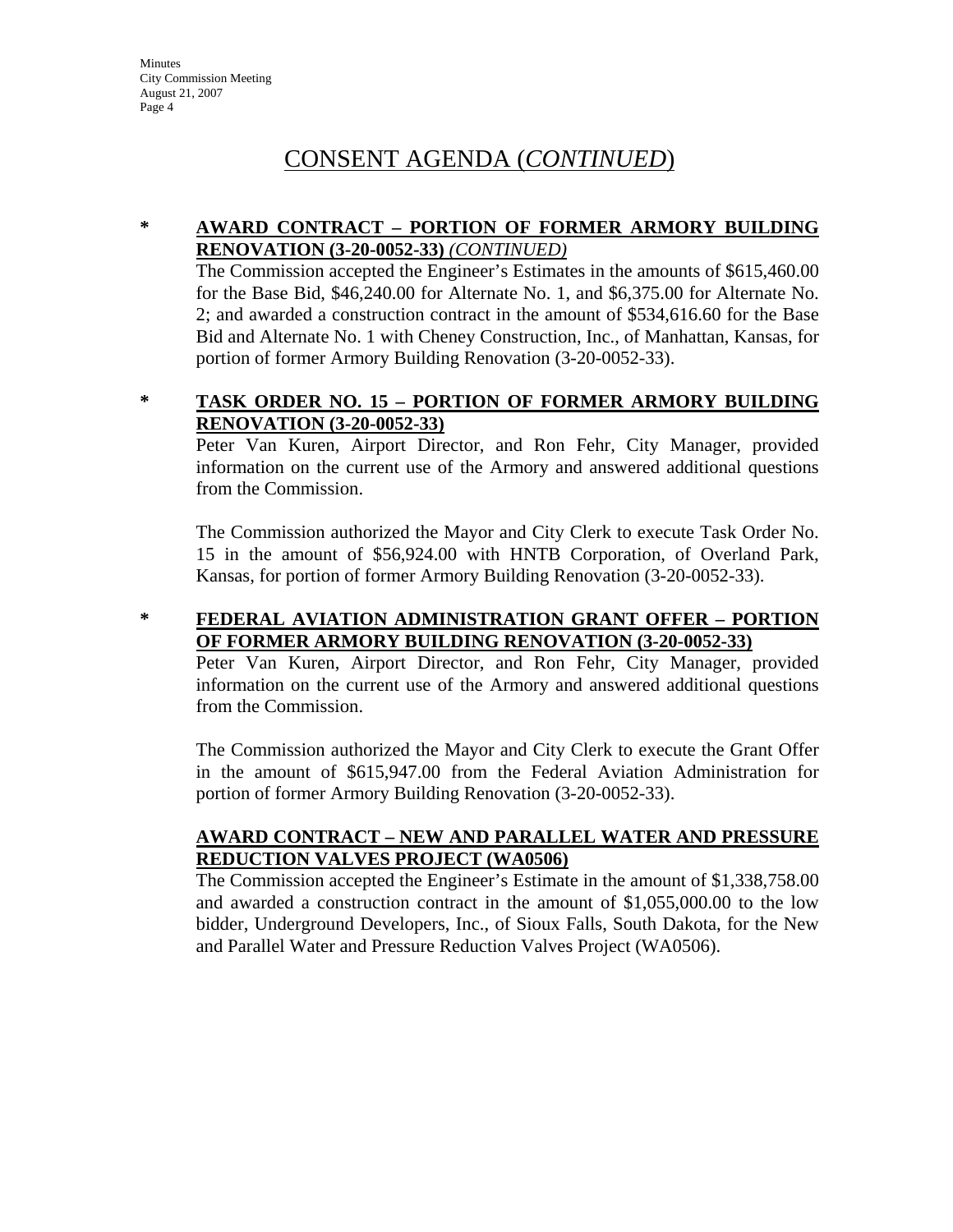# CONSENT AGENDA (*CONTINUED*)

**\* AWARD CONTRACT – PORTION OF FORMER ARMORY BUILDING RENOVATION (3-20-0052-33)** ***(CONTINUED)***

The Commission accepted the Engineer's Estimates in the amounts of $615,460.00 for the Base Bid, $46,240.00 for Alternate No. 1, and $6,375.00 for Alternate No. 2; and awarded a construction contract in the amount of $534,616.60 for the Base Bid and Alternate No. 1 with Cheney Construction, Inc., of Manhattan, Kansas, for portion of former Armory Building Renovation (3-20-0052-33).

**\* TASK ORDER NO. 15 – PORTION OF FORMER ARMORY BUILDING RENOVATION (3-20-0052-33)**

Peter Van Kuren, Airport Director, and Ron Fehr, City Manager, provided information on the current use of the Armory and answered additional questions from the Commission.

The Commission authorized the Mayor and City Clerk to execute Task Order No. 15 in the amount of $56,924.00 with HNTB Corporation, of Overland Park, Kansas, for portion of former Armory Building Renovation (3-20-0052-33).

**\* FEDERAL AVIATION ADMINISTRATION GRANT OFFER – PORTION OF FORMER ARMORY BUILDING RENOVATION (3-20-0052-33)**

Peter Van Kuren, Airport Director, and Ron Fehr, City Manager, provided information on the current use of the Armory and answered additional questions from the Commission.

The Commission authorized the Mayor and City Clerk to execute the Grant Offer in the amount of $615,947.00 from the Federal Aviation Administration for portion of former Armory Building Renovation (3-20-0052-33).

**AWARD CONTRACT – NEW AND PARALLEL WATER AND PRESSURE REDUCTION VALVES PROJECT (WA0506)**

The Commission accepted the Engineer's Estimate in the amount of $1,338,758.00 and awarded a construction contract in the amount of $1,055,000.00 to the low bidder, Underground Developers, Inc., of Sioux Falls, South Dakota, for the New and Parallel Water and Pressure Reduction Valves Project (WA0506).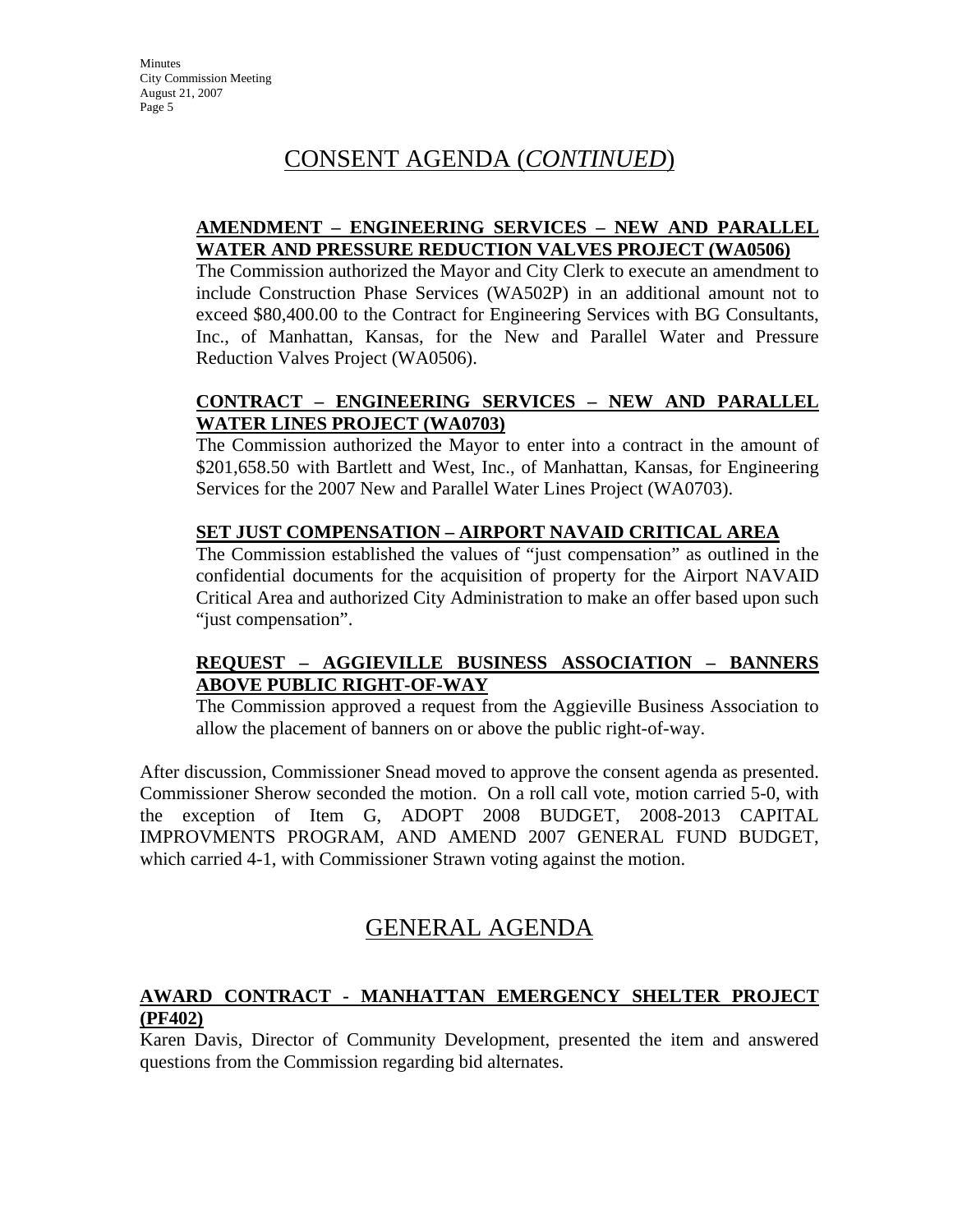## CONSENT AGENDA (*CONTINUED*)

**AMENDMENT – ENGINEERING SERVICES – NEW AND PARALLEL WATER AND PRESSURE REDUCTION VALVES PROJECT (WA0506)**

The Commission authorized the Mayor and City Clerk to execute an amendment to include Construction Phase Services (WA502P) in an additional amount not to exceed $80,400.00 to the Contract for Engineering Services with BG Consultants, Inc., of Manhattan, Kansas, for the New and Parallel Water and Pressure Reduction Valves Project (WA0506).

**CONTRACT – ENGINEERING SERVICES – NEW AND PARALLEL WATER LINES PROJECT (WA0703)**

The Commission authorized the Mayor to enter into a contract in the amount of $201,658.50 with Bartlett and West, Inc., of Manhattan, Kansas, for Engineering Services for the 2007 New and Parallel Water Lines Project (WA0703).

**SET JUST COMPENSATION – AIRPORT NAVAID CRITICAL AREA**

The Commission established the values of "just compensation" as outlined in the confidential documents for the acquisition of property for the Airport NAVAID Critical Area and authorized City Administration to make an offer based upon such "just compensation".

**REQUEST – AGGIEVILLE BUSINESS ASSOCIATION – BANNERS ABOVE PUBLIC RIGHT-OF-WAY**

The Commission approved a request from the Aggieville Business Association to allow the placement of banners on or above the public right-of-way.

After discussion, Commissioner Snead moved to approve the consent agenda as presented. Commissioner Sherow seconded the motion. On a roll call vote, motion carried 5-0, with the exception of Item G, ADOPT 2008 BUDGET, 2008-2013 CAPITAL IMPROVMENTS PROGRAM, AND AMEND 2007 GENERAL FUND BUDGET, which carried 4-1, with Commissioner Strawn voting against the motion.

## GENERAL AGENDA

**AWARD CONTRACT - MANHATTAN EMERGENCY SHELTER PROJECT (PF402)**

Karen Davis, Director of Community Development, presented the item and answered questions from the Commission regarding bid alternates.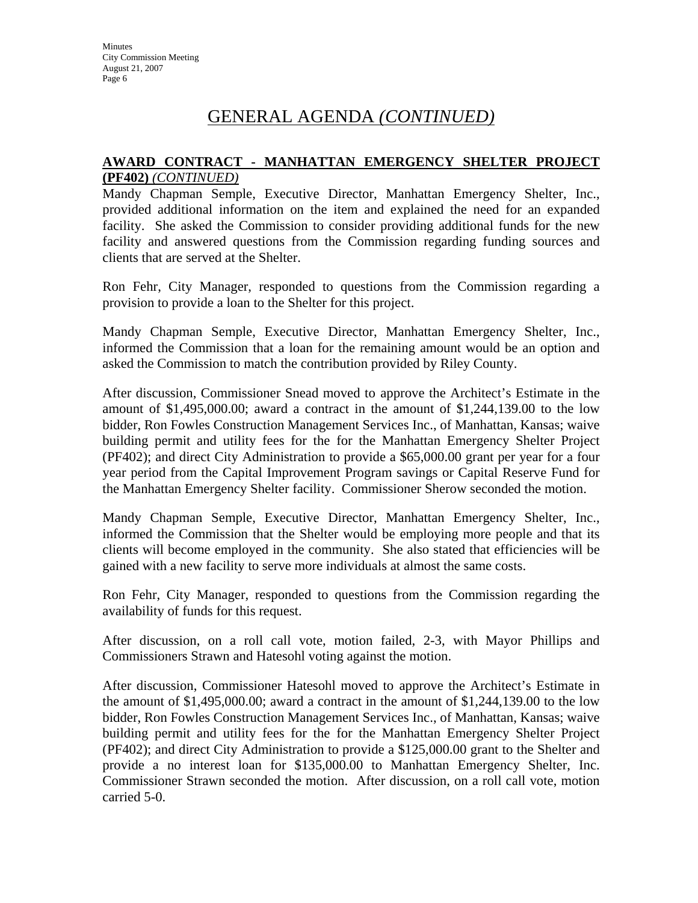# GENERAL AGENDA *(CONTINUED)*

**AWARD CONTRACT - MANHATTAN EMERGENCY SHELTER PROJECT (PF402)** *(CONTINUED)*

Mandy Chapman Semple, Executive Director, Manhattan Emergency Shelter, Inc., provided additional information on the item and explained the need for an expanded facility. She asked the Commission to consider providing additional funds for the new facility and answered questions from the Commission regarding funding sources and clients that are served at the Shelter.

Ron Fehr, City Manager, responded to questions from the Commission regarding a provision to provide a loan to the Shelter for this project.

Mandy Chapman Semple, Executive Director, Manhattan Emergency Shelter, Inc., informed the Commission that a loan for the remaining amount would be an option and asked the Commission to match the contribution provided by Riley County.

After discussion, Commissioner Snead moved to approve the Architect's Estimate in the amount of $1,495,000.00; award a contract in the amount of $1,244,139.00 to the low bidder, Ron Fowles Construction Management Services Inc., of Manhattan, Kansas; waive building permit and utility fees for the for the Manhattan Emergency Shelter Project (PF402); and direct City Administration to provide a $65,000.00 grant per year for a four year period from the Capital Improvement Program savings or Capital Reserve Fund for the Manhattan Emergency Shelter facility. Commissioner Sherow seconded the motion.

Mandy Chapman Semple, Executive Director, Manhattan Emergency Shelter, Inc., informed the Commission that the Shelter would be employing more people and that its clients will become employed in the community. She also stated that efficiencies will be gained with a new facility to serve more individuals at almost the same costs.

Ron Fehr, City Manager, responded to questions from the Commission regarding the availability of funds for this request.

After discussion, on a roll call vote, motion failed, 2-3, with Mayor Phillips and Commissioners Strawn and Hatesohl voting against the motion.

After discussion, Commissioner Hatesohl moved to approve the Architect's Estimate in the amount of $1,495,000.00; award a contract in the amount of $1,244,139.00 to the low bidder, Ron Fowles Construction Management Services Inc., of Manhattan, Kansas; waive building permit and utility fees for the for the Manhattan Emergency Shelter Project (PF402); and direct City Administration to provide a $125,000.00 grant to the Shelter and provide a no interest loan for $135,000.00 to Manhattan Emergency Shelter, Inc. Commissioner Strawn seconded the motion. After discussion, on a roll call vote, motion carried 5-0.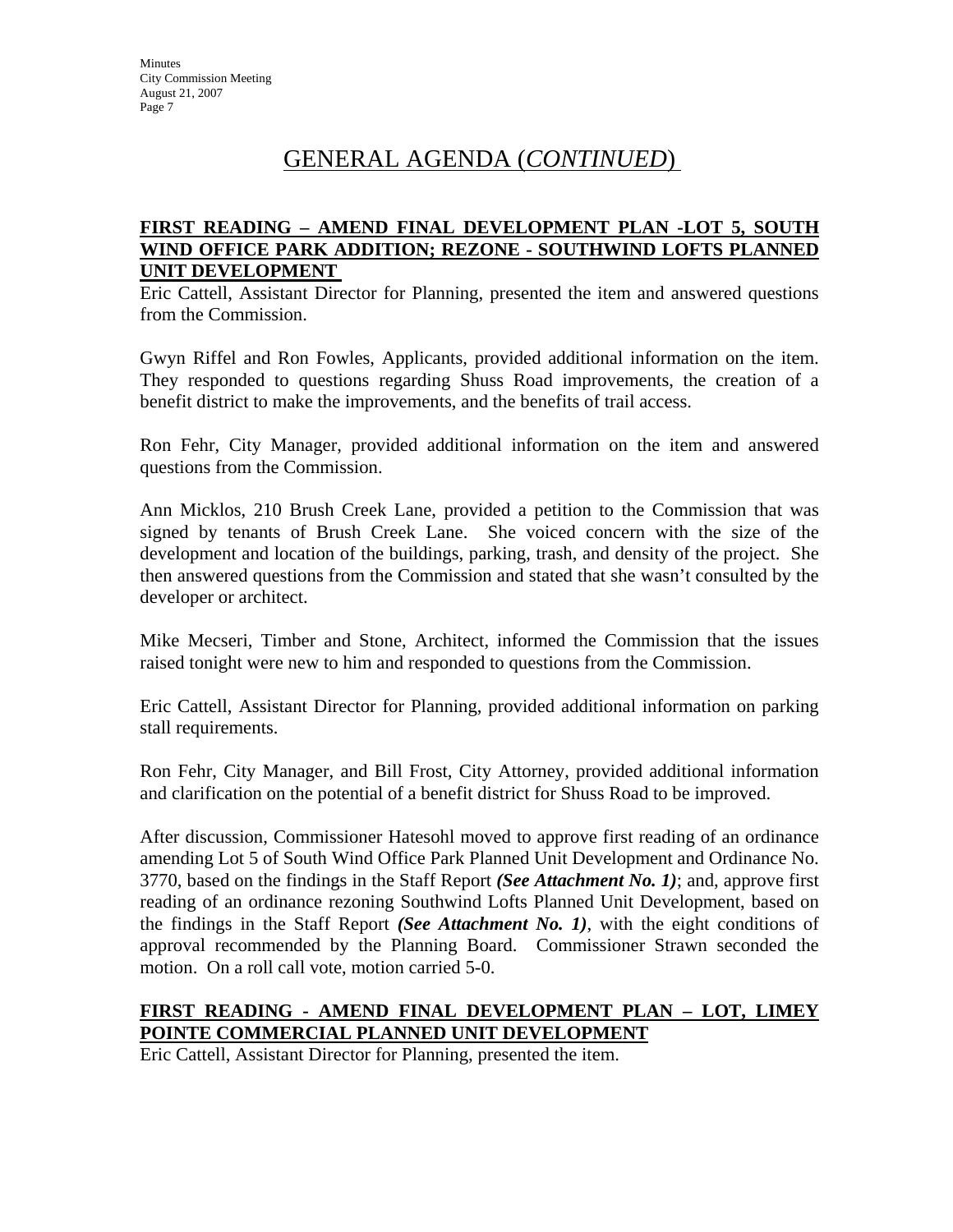## GENERAL AGENDA (*CONTINUED*)

**FIRST READING – AMEND FINAL DEVELOPMENT PLAN -LOT 5, SOUTH WIND OFFICE PARK ADDITION; REZONE - SOUTHWIND LOFTS PLANNED UNIT DEVELOPMENT**

Eric Cattell, Assistant Director for Planning, presented the item and answered questions from the Commission.

Gwyn Riffel and Ron Fowles, Applicants, provided additional information on the item. They responded to questions regarding Shuss Road improvements, the creation of a benefit district to make the improvements, and the benefits of trail access.

Ron Fehr, City Manager, provided additional information on the item and answered questions from the Commission.

Ann Micklos, 210 Brush Creek Lane, provided a petition to the Commission that was signed by tenants of Brush Creek Lane. She voiced concern with the size of the development and location of the buildings, parking, trash, and density of the project. She then answered questions from the Commission and stated that she wasn't consulted by the developer or architect.

Mike Mecseri, Timber and Stone, Architect, informed the Commission that the issues raised tonight were new to him and responded to questions from the Commission.

Eric Cattell, Assistant Director for Planning, provided additional information on parking stall requirements.

Ron Fehr, City Manager, and Bill Frost, City Attorney, provided additional information and clarification on the potential of a benefit district for Shuss Road to be improved.

After discussion, Commissioner Hatesohl moved to approve first reading of an ordinance amending Lot 5 of South Wind Office Park Planned Unit Development and Ordinance No. 3770, based on the findings in the Staff Report ***(See Attachment No. 1)***; and, approve first reading of an ordinance rezoning Southwind Lofts Planned Unit Development, based on the findings in the Staff Report ***(See Attachment No. 1)***, with the eight conditions of approval recommended by the Planning Board. Commissioner Strawn seconded the motion. On a roll call vote, motion carried 5-0.

**FIRST READING - AMEND FINAL DEVELOPMENT PLAN – LOT, LIMEY POINTE COMMERCIAL PLANNED UNIT DEVELOPMENT**

Eric Cattell, Assistant Director for Planning, presented the item.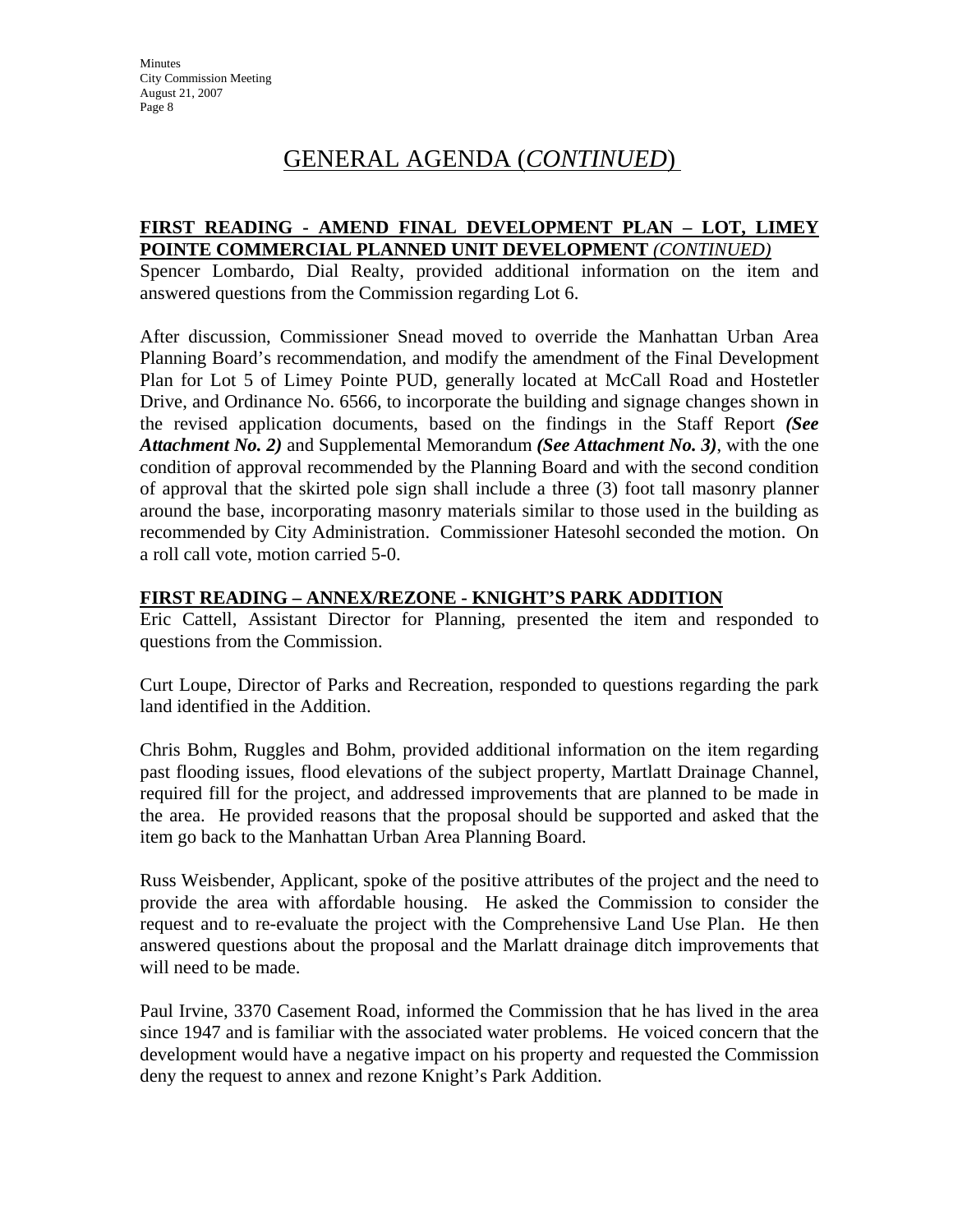# GENERAL AGENDA (*CONTINUED*)

**FIRST READING - AMEND FINAL DEVELOPMENT PLAN – LOT, LIMEY POINTE COMMERCIAL PLANNED UNIT DEVELOPMENT** ***(CONTINUED)***

Spencer Lombardo, Dial Realty, provided additional information on the item and answered questions from the Commission regarding Lot 6.

After discussion, Commissioner Snead moved to override the Manhattan Urban Area Planning Board's recommendation, and modify the amendment of the Final Development Plan for Lot 5 of Limey Pointe PUD, generally located at McCall Road and Hostetler Drive, and Ordinance No. 6566, to incorporate the building and signage changes shown in the revised application documents, based on the findings in the Staff Report ***(See Attachment No. 2)*** and Supplemental Memorandum ***(See Attachment No. 3)***, with the one condition of approval recommended by the Planning Board and with the second condition of approval that the skirted pole sign shall include a three (3) foot tall masonry planner around the base, incorporating masonry materials similar to those used in the building as recommended by City Administration. Commissioner Hatesohl seconded the motion. On a roll call vote, motion carried 5-0.

**FIRST READING – ANNEX/REZONE - KNIGHT'S PARK ADDITION**

Eric Cattell, Assistant Director for Planning, presented the item and responded to questions from the Commission.

Curt Loupe, Director of Parks and Recreation, responded to questions regarding the park land identified in the Addition.

Chris Bohm, Ruggles and Bohm, provided additional information on the item regarding past flooding issues, flood elevations of the subject property, Martlatt Drainage Channel, required fill for the project, and addressed improvements that are planned to be made in the area. He provided reasons that the proposal should be supported and asked that the item go back to the Manhattan Urban Area Planning Board.

Russ Weisbender, Applicant, spoke of the positive attributes of the project and the need to provide the area with affordable housing. He asked the Commission to consider the request and to re-evaluate the project with the Comprehensive Land Use Plan. He then answered questions about the proposal and the Marlatt drainage ditch improvements that will need to be made.

Paul Irvine, 3370 Casement Road, informed the Commission that he has lived in the area since 1947 and is familiar with the associated water problems. He voiced concern that the development would have a negative impact on his property and requested the Commission deny the request to annex and rezone Knight's Park Addition.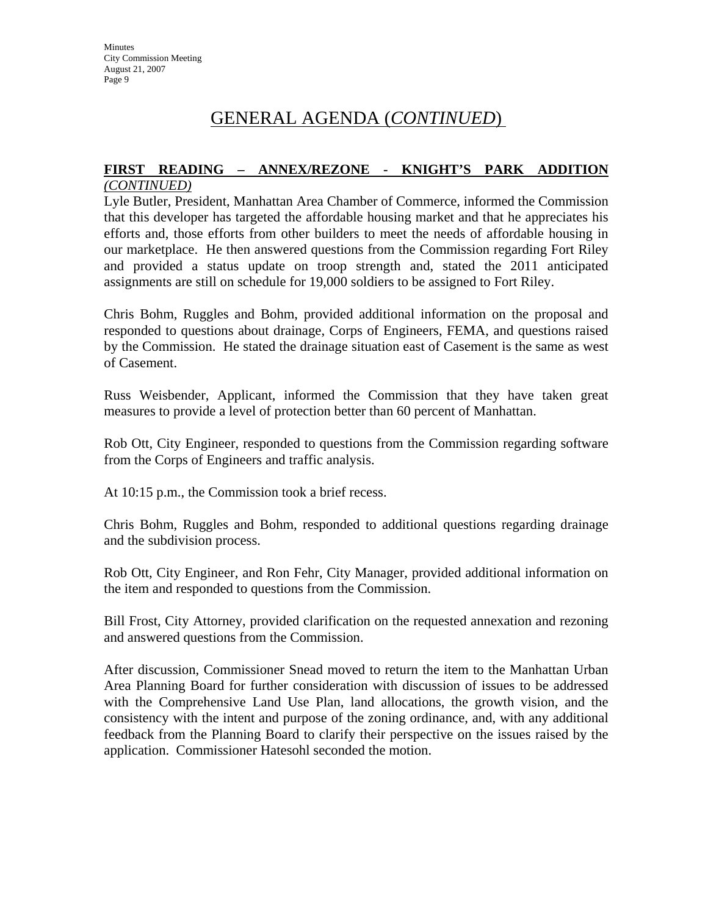# GENERAL AGENDA (*CONTINUED*)

**FIRST READING – ANNEX/REZONE - KNIGHT'S PARK ADDITION** *(CONTINUED)*

Lyle Butler, President, Manhattan Area Chamber of Commerce, informed the Commission that this developer has targeted the affordable housing market and that he appreciates his efforts and, those efforts from other builders to meet the needs of affordable housing in our marketplace. He then answered questions from the Commission regarding Fort Riley and provided a status update on troop strength and, stated the 2011 anticipated assignments are still on schedule for 19,000 soldiers to be assigned to Fort Riley.

Chris Bohm, Ruggles and Bohm, provided additional information on the proposal and responded to questions about drainage, Corps of Engineers, FEMA, and questions raised by the Commission. He stated the drainage situation east of Casement is the same as west of Casement.

Russ Weisbender, Applicant, informed the Commission that they have taken great measures to provide a level of protection better than 60 percent of Manhattan.

Rob Ott, City Engineer, responded to questions from the Commission regarding software from the Corps of Engineers and traffic analysis.

At 10:15 p.m., the Commission took a brief recess.

Chris Bohm, Ruggles and Bohm, responded to additional questions regarding drainage and the subdivision process.

Rob Ott, City Engineer, and Ron Fehr, City Manager, provided additional information on the item and responded to questions from the Commission.

Bill Frost, City Attorney, provided clarification on the requested annexation and rezoning and answered questions from the Commission.

After discussion, Commissioner Snead moved to return the item to the Manhattan Urban Area Planning Board for further consideration with discussion of issues to be addressed with the Comprehensive Land Use Plan, land allocations, the growth vision, and the consistency with the intent and purpose of the zoning ordinance, and, with any additional feedback from the Planning Board to clarify their perspective on the issues raised by the application. Commissioner Hatesohl seconded the motion.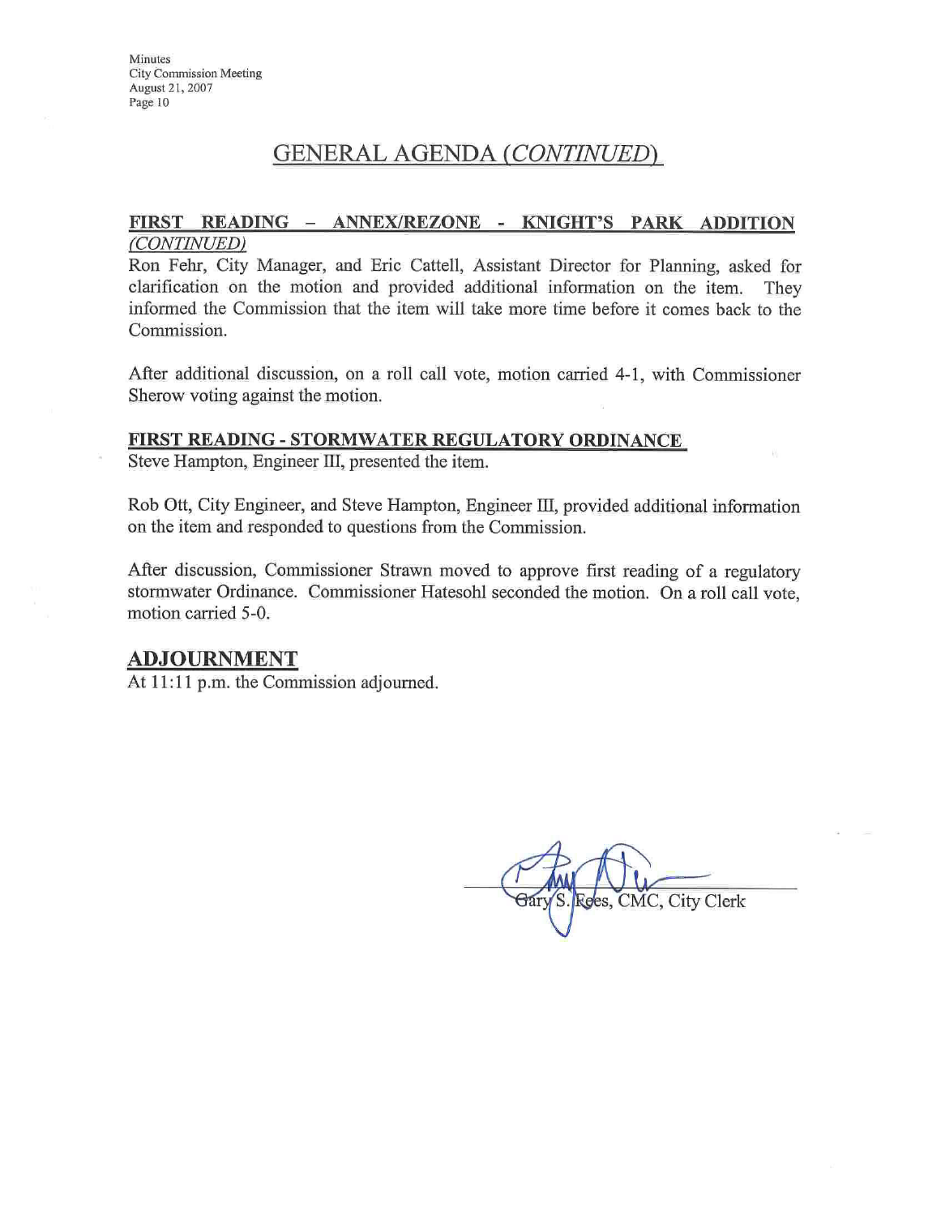## GENERAL AGENDA *(CONTINUED)*

**FIRST READING – ANNEX/REZONE - KNIGHT'S PARK ADDITION** *(CONTINUED)*

Ron Fehr, City Manager, and Eric Cattell, Assistant Director for Planning, asked for clarification on the motion and provided additional information on the item. They informed the Commission that the item will take more time before it comes back to the Commission.

After additional discussion, on a roll call vote, motion carried 4-1, with Commissioner Sherow voting against the motion.

**FIRST READING - STORMWATER REGULATORY ORDINANCE**

Steve Hampton, Engineer III, presented the item.

Rob Ott, City Engineer, and Steve Hampton, Engineer III, provided additional information on the item and responded to questions from the Commission.

After discussion, Commissioner Strawn moved to approve first reading of a regulatory stormwater Ordinance. Commissioner Hatesohl seconded the motion. On a roll call vote, motion carried 5-0.

## ADJOURNMENT

At 11:11 p.m. the Commission adjourned.

Gary S. Fees, CMC, City Clerk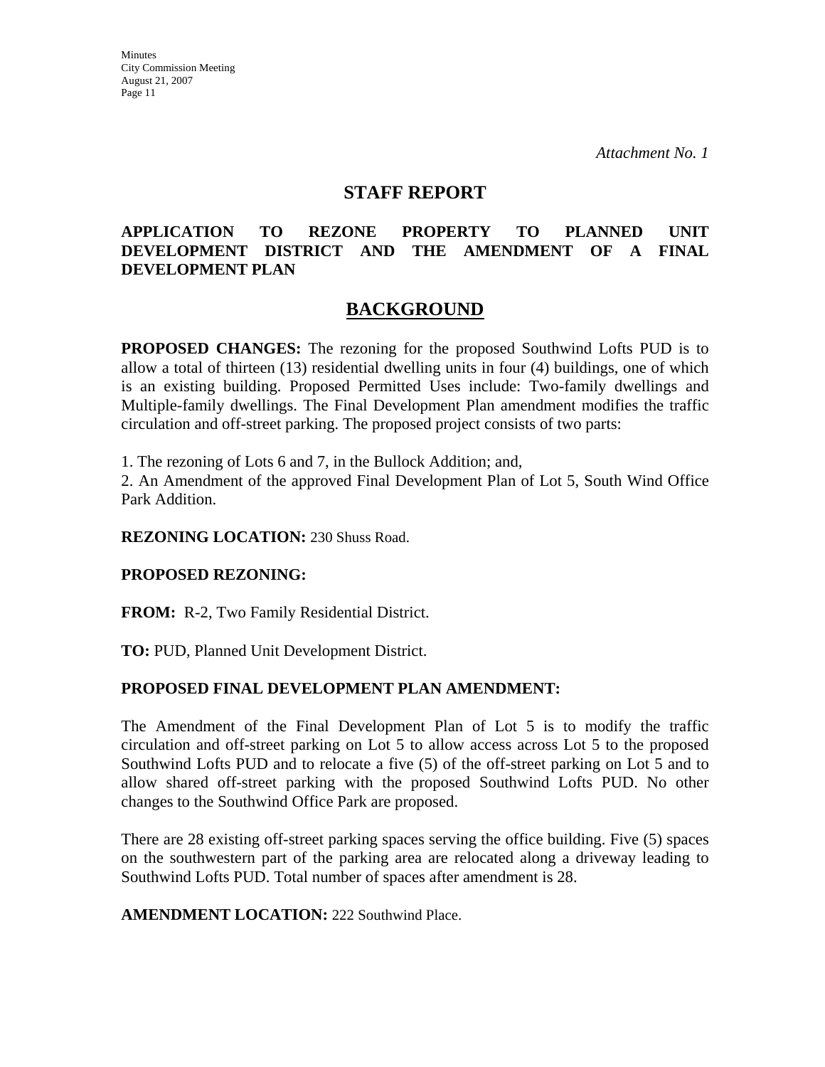*Attachment No. 1*

# STAFF REPORT

## APPLICATION TO REZONE PROPERTY TO PLANNED UNIT DEVELOPMENT DISTRICT AND THE AMENDMENT OF A FINAL DEVELOPMENT PLAN

## BACKGROUND

**PROPOSED CHANGES:** The rezoning for the proposed Southwind Lofts PUD is to allow a total of thirteen (13) residential dwelling units in four (4) buildings, one of which is an existing building. Proposed Permitted Uses include: Two-family dwellings and Multiple-family dwellings. The Final Development Plan amendment modifies the traffic circulation and off-street parking. The proposed project consists of two parts:

1. The rezoning of Lots 6 and 7, in the Bullock Addition; and,
2. An Amendment of the approved Final Development Plan of Lot 5, South Wind Office Park Addition.

**REZONING LOCATION:** 230 Shuss Road.

**PROPOSED REZONING:**

**FROM:** R-2, Two Family Residential District.

**TO:** PUD, Planned Unit Development District.

**PROPOSED FINAL DEVELOPMENT PLAN AMENDMENT:**

The Amendment of the Final Development Plan of Lot 5 is to modify the traffic circulation and off-street parking on Lot 5 to allow access across Lot 5 to the proposed Southwind Lofts PUD and to relocate a five (5) of the off-street parking on Lot 5 and to allow shared off-street parking with the proposed Southwind Lofts PUD. No other changes to the Southwind Office Park are proposed.

There are 28 existing off-street parking spaces serving the office building. Five (5) spaces on the southwestern part of the parking area are relocated along a driveway leading to Southwind Lofts PUD. Total number of spaces after amendment is 28.

**AMENDMENT LOCATION:** 222 Southwind Place.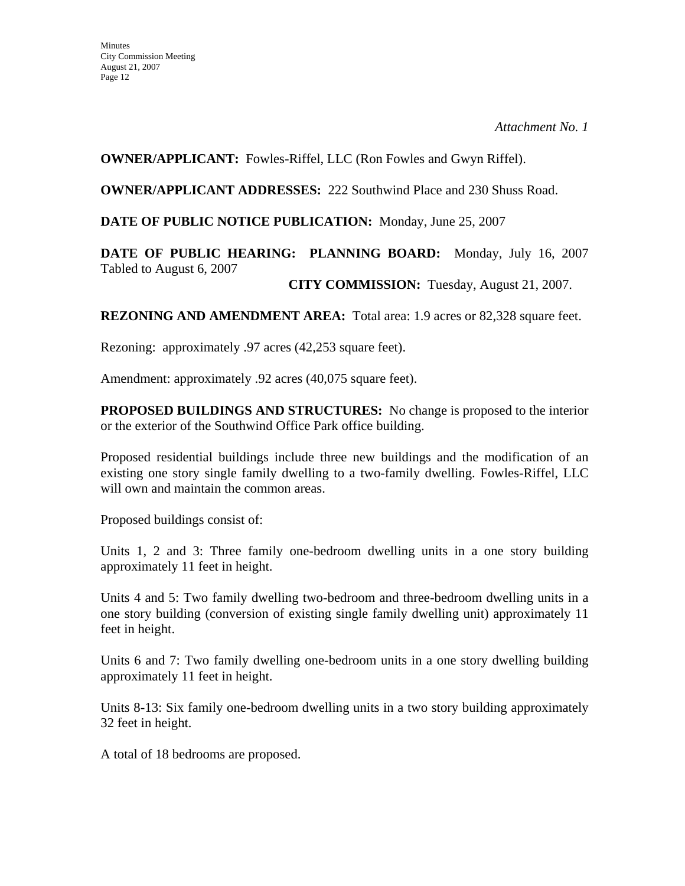*Attachment No. 1*

**OWNER/APPLICANT:** Fowles-Riffel, LLC (Ron Fowles and Gwyn Riffel).

**OWNER/APPLICANT ADDRESSES:** 222 Southwind Place and 230 Shuss Road.

**DATE OF PUBLIC NOTICE PUBLICATION:** Monday, June 25, 2007

**DATE OF PUBLIC HEARING: PLANNING BOARD:** Monday, July 16, 2007 Tabled to August 6, 2007

**CITY COMMISSION:** Tuesday, August 21, 2007.

**REZONING AND AMENDMENT AREA:** Total area: 1.9 acres or 82,328 square feet.

Rezoning: approximately .97 acres (42,253 square feet).

Amendment: approximately .92 acres (40,075 square feet).

**PROPOSED BUILDINGS AND STRUCTURES:** No change is proposed to the interior or the exterior of the Southwind Office Park office building.

Proposed residential buildings include three new buildings and the modification of an existing one story single family dwelling to a two-family dwelling. Fowles-Riffel, LLC will own and maintain the common areas.

Proposed buildings consist of:

Units 1, 2 and 3: Three family one-bedroom dwelling units in a one story building approximately 11 feet in height.

Units 4 and 5: Two family dwelling two-bedroom and three-bedroom dwelling units in a one story building (conversion of existing single family dwelling unit) approximately 11 feet in height.

Units 6 and 7: Two family dwelling one-bedroom units in a one story dwelling building approximately 11 feet in height.

Units 8-13: Six family one-bedroom dwelling units in a two story building approximately 32 feet in height.

A total of 18 bedrooms are proposed.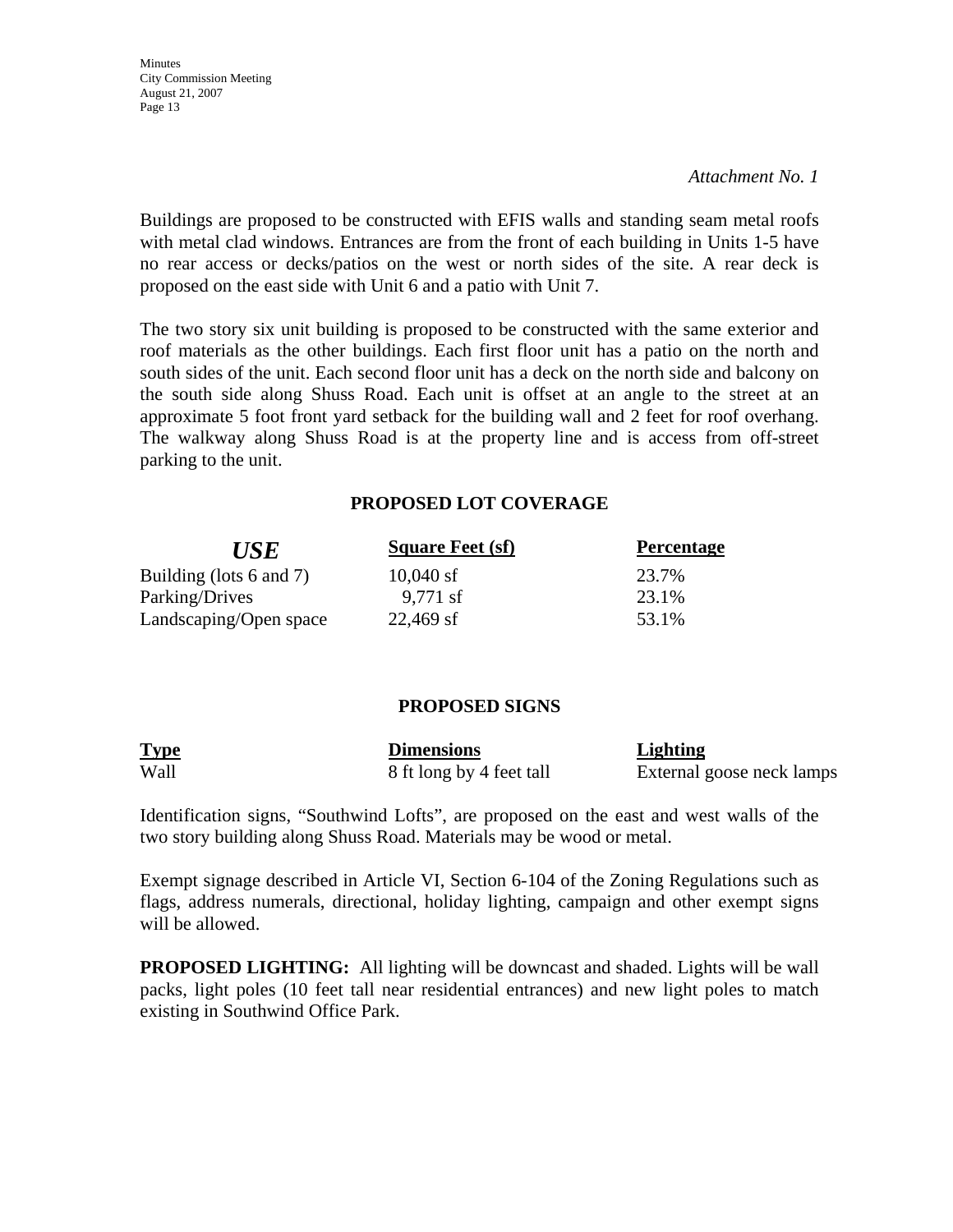*Attachment No. 1*

Buildings are proposed to be constructed with EFIS walls and standing seam metal roofs with metal clad windows. Entrances are from the front of each building in Units 1-5 have no rear access or decks/patios on the west or north sides of the site. A rear deck is proposed on the east side with Unit 6 and a patio with Unit 7.

The two story six unit building is proposed to be constructed with the same exterior and roof materials as the other buildings. Each first floor unit has a patio on the north and south sides of the unit. Each second floor unit has a deck on the north side and balcony on the south side along Shuss Road. Each unit is offset at an angle to the street at an approximate 5 foot front yard setback for the building wall and 2 feet for roof overhang. The walkway along Shuss Road is at the property line and is access from off-street parking to the unit.

**PROPOSED LOT COVERAGE**

| ***USE*** | **Square Feet (sf)** | **Percentage** |
|---|---|---|
| Building (lots 6 and 7) | 10,040 sf | 23.7% |
| Parking/Drives | 9,771 sf | 23.1% |
| Landscaping/Open space | 22,469 sf | 53.1% |

**PROPOSED SIGNS**

| **Type** | **Dimensions** | **Lighting** |
|---|---|---|
| Wall | 8 ft long by 4 feet tall | External goose neck lamps |

Identification signs, "Southwind Lofts", are proposed on the east and west walls of the two story building along Shuss Road. Materials may be wood or metal.

Exempt signage described in Article VI, Section 6-104 of the Zoning Regulations such as flags, address numerals, directional, holiday lighting, campaign and other exempt signs will be allowed.

**PROPOSED LIGHTING:** All lighting will be downcast and shaded. Lights will be wall packs, light poles (10 feet tall near residential entrances) and new light poles to match existing in Southwind Office Park.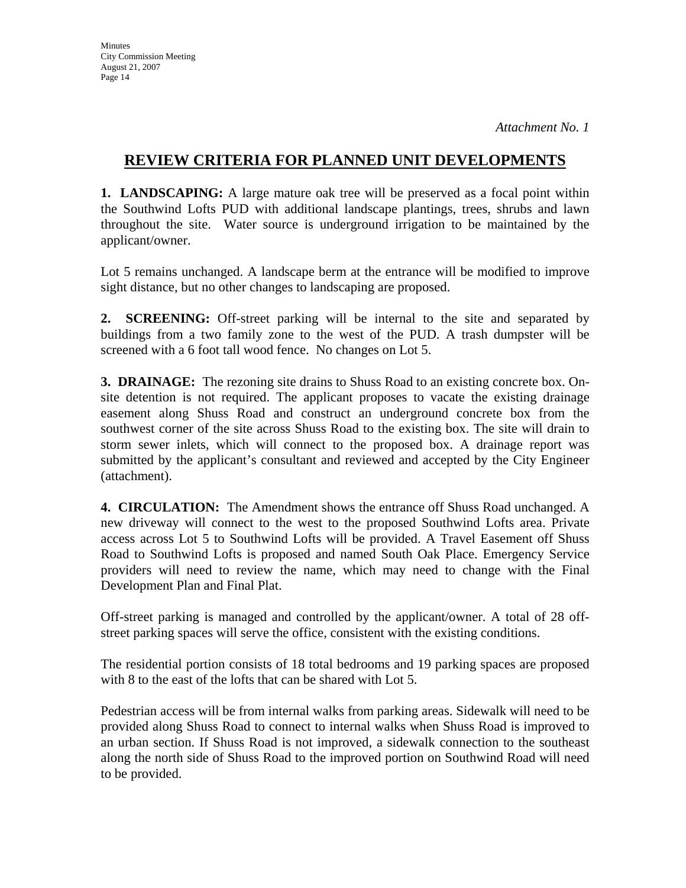*Attachment No. 1*

# REVIEW CRITERIA FOR PLANNED UNIT DEVELOPMENTS

**1. LANDSCAPING:** A large mature oak tree will be preserved as a focal point within the Southwind Lofts PUD with additional landscape plantings, trees, shrubs and lawn throughout the site. Water source is underground irrigation to be maintained by the applicant/owner.

Lot 5 remains unchanged. A landscape berm at the entrance will be modified to improve sight distance, but no other changes to landscaping are proposed.

**2. SCREENING:** Off-street parking will be internal to the site and separated by buildings from a two family zone to the west of the PUD. A trash dumpster will be screened with a 6 foot tall wood fence. No changes on Lot 5.

**3. DRAINAGE:** The rezoning site drains to Shuss Road to an existing concrete box. On-site detention is not required. The applicant proposes to vacate the existing drainage easement along Shuss Road and construct an underground concrete box from the southwest corner of the site across Shuss Road to the existing box. The site will drain to storm sewer inlets, which will connect to the proposed box. A drainage report was submitted by the applicant's consultant and reviewed and accepted by the City Engineer (attachment).

**4. CIRCULATION:** The Amendment shows the entrance off Shuss Road unchanged. A new driveway will connect to the west to the proposed Southwind Lofts area. Private access across Lot 5 to Southwind Lofts will be provided. A Travel Easement off Shuss Road to Southwind Lofts is proposed and named South Oak Place. Emergency Service providers will need to review the name, which may need to change with the Final Development Plan and Final Plat.

Off-street parking is managed and controlled by the applicant/owner. A total of 28 off-street parking spaces will serve the office, consistent with the existing conditions.

The residential portion consists of 18 total bedrooms and 19 parking spaces are proposed with 8 to the east of the lofts that can be shared with Lot 5.

Pedestrian access will be from internal walks from parking areas. Sidewalk will need to be provided along Shuss Road to connect to internal walks when Shuss Road is improved to an urban section. If Shuss Road is not improved, a sidewalk connection to the southeast along the north side of Shuss Road to the improved portion on Southwind Road will need to be provided.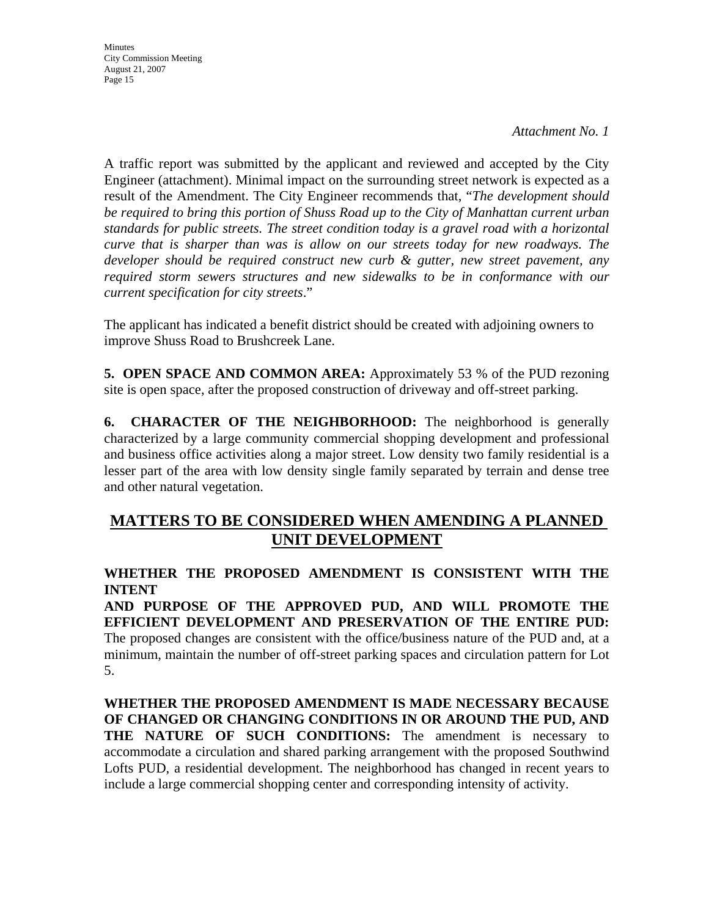*Attachment No. 1*

A traffic report was submitted by the applicant and reviewed and accepted by the City Engineer (attachment). Minimal impact on the surrounding street network is expected as a result of the Amendment. The City Engineer recommends that, "*The development should be required to bring this portion of Shuss Road up to the City of Manhattan current urban standards for public streets. The street condition today is a gravel road with a horizontal curve that is sharper than was is allow on our streets today for new roadways. The developer should be required construct new curb & gutter, new street pavement, any required storm sewers structures and new sidewalks to be in conformance with our current specification for city streets*."

The applicant has indicated a benefit district should be created with adjoining owners to improve Shuss Road to Brushcreek Lane.

**5. OPEN SPACE AND COMMON AREA:** Approximately 53 % of the PUD rezoning site is open space, after the proposed construction of driveway and off-street parking.

**6. CHARACTER OF THE NEIGHBORHOOD:** The neighborhood is generally characterized by a large community commercial shopping development and professional and business office activities along a major street. Low density two family residential is a lesser part of the area with low density single family separated by terrain and dense tree and other natural vegetation.

## MATTERS TO BE CONSIDERED WHEN AMENDING A PLANNED UNIT DEVELOPMENT

**WHETHER THE PROPOSED AMENDMENT IS CONSISTENT WITH THE INTENT AND PURPOSE OF THE APPROVED PUD, AND WILL PROMOTE THE EFFICIENT DEVELOPMENT AND PRESERVATION OF THE ENTIRE PUD:** The proposed changes are consistent with the office/business nature of the PUD and, at a minimum, maintain the number of off-street parking spaces and circulation pattern for Lot 5.

**WHETHER THE PROPOSED AMENDMENT IS MADE NECESSARY BECAUSE OF CHANGED OR CHANGING CONDITIONS IN OR AROUND THE PUD, AND THE NATURE OF SUCH CONDITIONS:** The amendment is necessary to accommodate a circulation and shared parking arrangement with the proposed Southwind Lofts PUD, a residential development. The neighborhood has changed in recent years to include a large commercial shopping center and corresponding intensity of activity.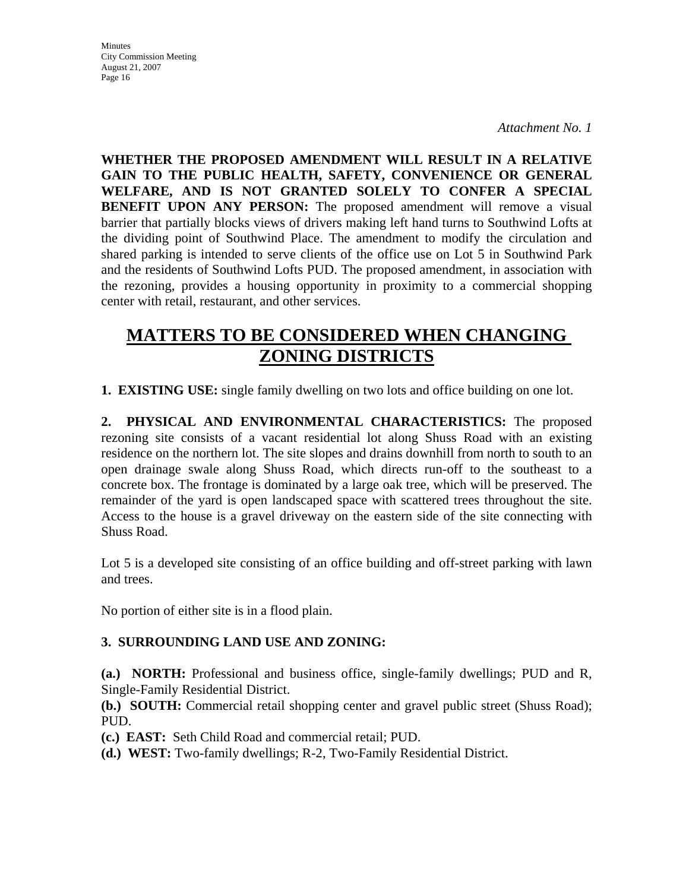*Attachment No. 1*

**WHETHER THE PROPOSED AMENDMENT WILL RESULT IN A RELATIVE GAIN TO THE PUBLIC HEALTH, SAFETY, CONVENIENCE OR GENERAL WELFARE, AND IS NOT GRANTED SOLELY TO CONFER A SPECIAL BENEFIT UPON ANY PERSON:** The proposed amendment will remove a visual barrier that partially blocks views of drivers making left hand turns to Southwind Lofts at the dividing point of Southwind Place. The amendment to modify the circulation and shared parking is intended to serve clients of the office use on Lot 5 in Southwind Park and the residents of Southwind Lofts PUD. The proposed amendment, in association with the rezoning, provides a housing opportunity in proximity to a commercial shopping center with retail, restaurant, and other services.

# MATTERS TO BE CONSIDERED WHEN CHANGING ZONING DISTRICTS

**1. EXISTING USE:** single family dwelling on two lots and office building on one lot.

**2. PHYSICAL AND ENVIRONMENTAL CHARACTERISTICS:** The proposed rezoning site consists of a vacant residential lot along Shuss Road with an existing residence on the northern lot. The site slopes and drains downhill from north to south to an open drainage swale along Shuss Road, which directs run-off to the southeast to a concrete box. The frontage is dominated by a large oak tree, which will be preserved. The remainder of the yard is open landscaped space with scattered trees throughout the site. Access to the house is a gravel driveway on the eastern side of the site connecting with Shuss Road.

Lot 5 is a developed site consisting of an office building and off-street parking with lawn and trees.

No portion of either site is in a flood plain.

**3. SURROUNDING LAND USE AND ZONING:**

**(a.) NORTH:** Professional and business office, single-family dwellings; PUD and R, Single-Family Residential District.
**(b.) SOUTH:** Commercial retail shopping center and gravel public street (Shuss Road); PUD.
**(c.) EAST:** Seth Child Road and commercial retail; PUD.
**(d.) WEST:** Two-family dwellings; R-2, Two-Family Residential District.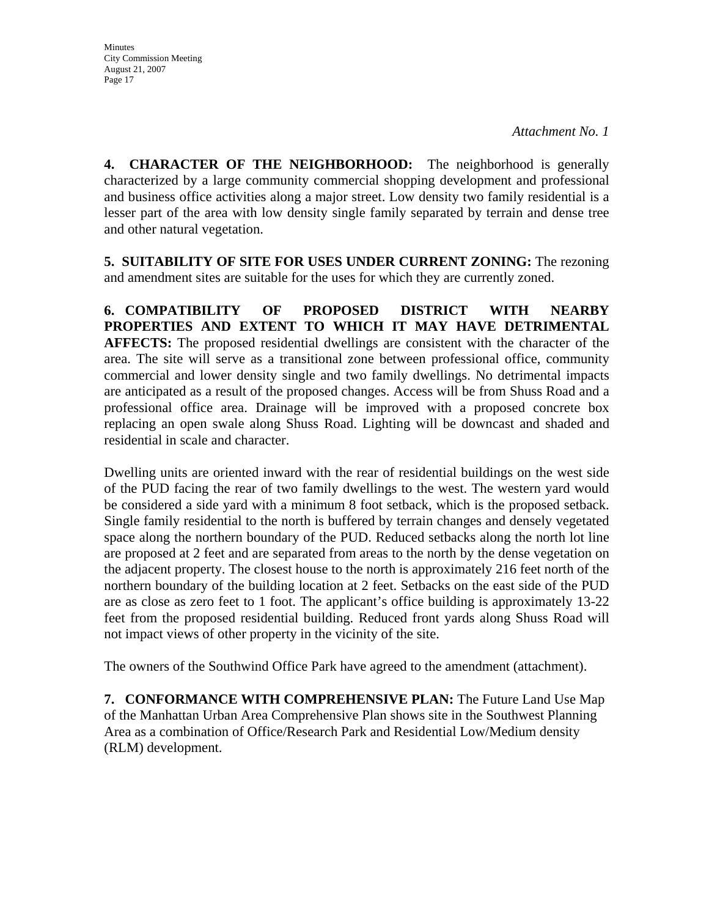*Attachment No. 1*

**4. CHARACTER OF THE NEIGHBORHOOD:** The neighborhood is generally characterized by a large community commercial shopping development and professional and business office activities along a major street. Low density two family residential is a lesser part of the area with low density single family separated by terrain and dense tree and other natural vegetation.

**5. SUITABILITY OF SITE FOR USES UNDER CURRENT ZONING:** The rezoning and amendment sites are suitable for the uses for which they are currently zoned.

**6. COMPATIBILITY OF PROPOSED DISTRICT WITH NEARBY PROPERTIES AND EXTENT TO WHICH IT MAY HAVE DETRIMENTAL AFFECTS:** The proposed residential dwellings are consistent with the character of the area. The site will serve as a transitional zone between professional office, community commercial and lower density single and two family dwellings. No detrimental impacts are anticipated as a result of the proposed changes. Access will be from Shuss Road and a professional office area. Drainage will be improved with a proposed concrete box replacing an open swale along Shuss Road. Lighting will be downcast and shaded and residential in scale and character.

Dwelling units are oriented inward with the rear of residential buildings on the west side of the PUD facing the rear of two family dwellings to the west. The western yard would be considered a side yard with a minimum 8 foot setback, which is the proposed setback. Single family residential to the north is buffered by terrain changes and densely vegetated space along the northern boundary of the PUD. Reduced setbacks along the north lot line are proposed at 2 feet and are separated from areas to the north by the dense vegetation on the adjacent property. The closest house to the north is approximately 216 feet north of the northern boundary of the building location at 2 feet. Setbacks on the east side of the PUD are as close as zero feet to 1 foot. The applicant's office building is approximately 13-22 feet from the proposed residential building. Reduced front yards along Shuss Road will not impact views of other property in the vicinity of the site.

The owners of the Southwind Office Park have agreed to the amendment (attachment).

**7. CONFORMANCE WITH COMPREHENSIVE PLAN:** The Future Land Use Map of the Manhattan Urban Area Comprehensive Plan shows site in the Southwest Planning Area as a combination of Office/Research Park and Residential Low/Medium density (RLM) development.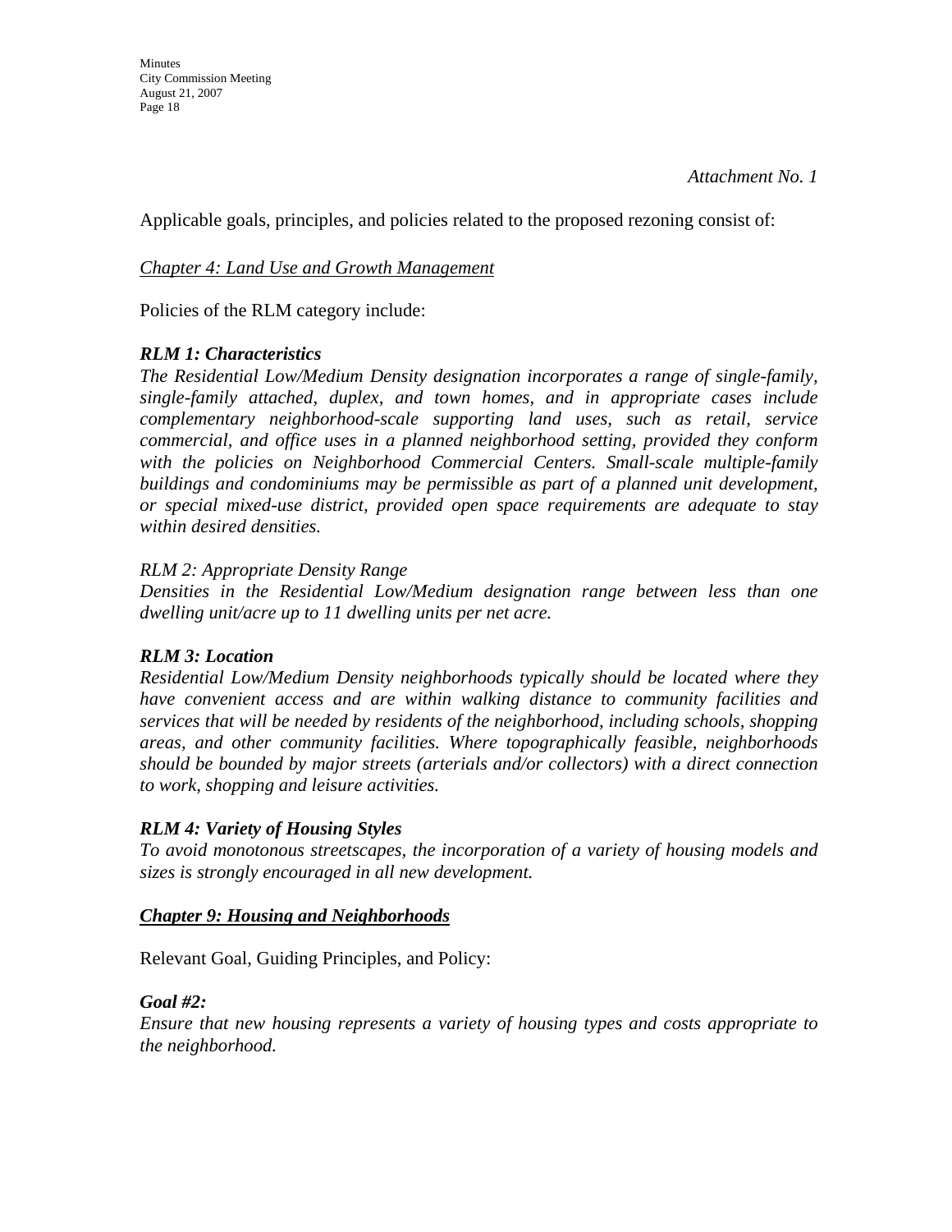*Attachment No. 1*

Applicable goals, principles, and policies related to the proposed rezoning consist of:

<u>*Chapter 4: Land Use and Growth Management*</u>

Policies of the RLM category include:

***RLM 1: Characteristics***

***The Residential Low/Medium Density designation incorporates a range of single-family, single-family attached, duplex, and town homes, and in appropriate cases include complementary neighborhood-scale supporting land uses, such as retail, service commercial, and office uses in a planned neighborhood setting, provided they conform with the policies on Neighborhood Commercial Centers. Small-scale multiple-family buildings and condominiums may be permissible as part of a planned unit development, or special mixed-use district, provided open space requirements are adequate to stay within desired densities.***

*RLM 2: Appropriate Density Range*

*Densities in the Residential Low/Medium designation range between less than one dwelling unit/acre up to 11 dwelling units per net acre.*

***RLM 3: Location***

*Residential Low/Medium Density neighborhoods typically should be located where they have convenient access and are within walking distance to community facilities and services that will be needed by residents of the neighborhood, including schools, shopping areas, and other community facilities. Where topographically feasible, neighborhoods should be bounded by major streets (arterials and/or collectors) with a direct connection to work, shopping and leisure activities.*

***RLM 4: Variety of Housing Styles***

*To avoid monotonous streetscapes, the incorporation of a variety of housing models and sizes is strongly encouraged in all new development.*

<u>***Chapter 9: Housing and Neighborhoods***</u>

Relevant Goal, Guiding Principles, and Policy:

***Goal #2:***

*Ensure that new housing represents a variety of housing types and costs appropriate to the neighborhood.*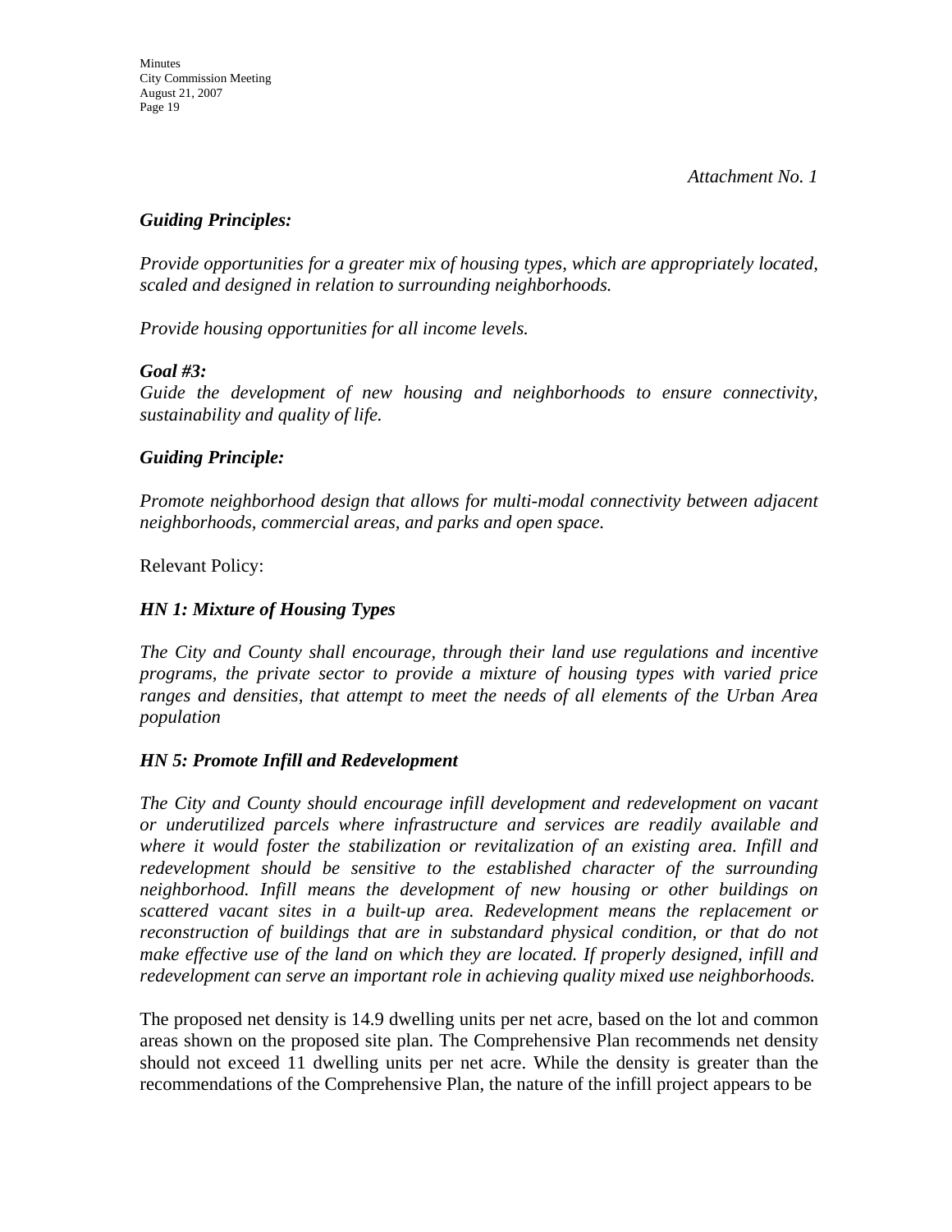*Attachment No. 1*

***Guiding Principles:***

*Provide opportunities for a greater mix of housing types, which are appropriately located, scaled and designed in relation to surrounding neighborhoods.*

*Provide housing opportunities for all income levels.*

***Goal #3:***
*Guide the development of new housing and neighborhoods to ensure connectivity, sustainability and quality of life.*

***Guiding Principle:***

*Promote neighborhood design that allows for multi-modal connectivity between adjacent neighborhoods, commercial areas, and parks and open space.*

Relevant Policy:

***HN 1: Mixture of Housing Types***

*The City and County shall encourage, through their land use regulations and incentive programs, the private sector to provide a mixture of housing types with varied price ranges and densities, that attempt to meet the needs of all elements of the Urban Area population*

***HN 5: Promote Infill and Redevelopment***

*The City and County should encourage infill development and redevelopment on vacant or underutilized parcels where infrastructure and services are readily available and where it would foster the stabilization or revitalization of an existing area. Infill and redevelopment should be sensitive to the established character of the surrounding neighborhood. Infill means the development of new housing or other buildings on scattered vacant sites in a built-up area. Redevelopment means the replacement or reconstruction of buildings that are in substandard physical condition, or that do not make effective use of the land on which they are located. If properly designed, infill and redevelopment can serve an important role in achieving quality mixed use neighborhoods.*

The proposed net density is 14.9 dwelling units per net acre, based on the lot and common areas shown on the proposed site plan. The Comprehensive Plan recommends net density should not exceed 11 dwelling units per net acre. While the density is greater than the recommendations of the Comprehensive Plan, the nature of the infill project appears to be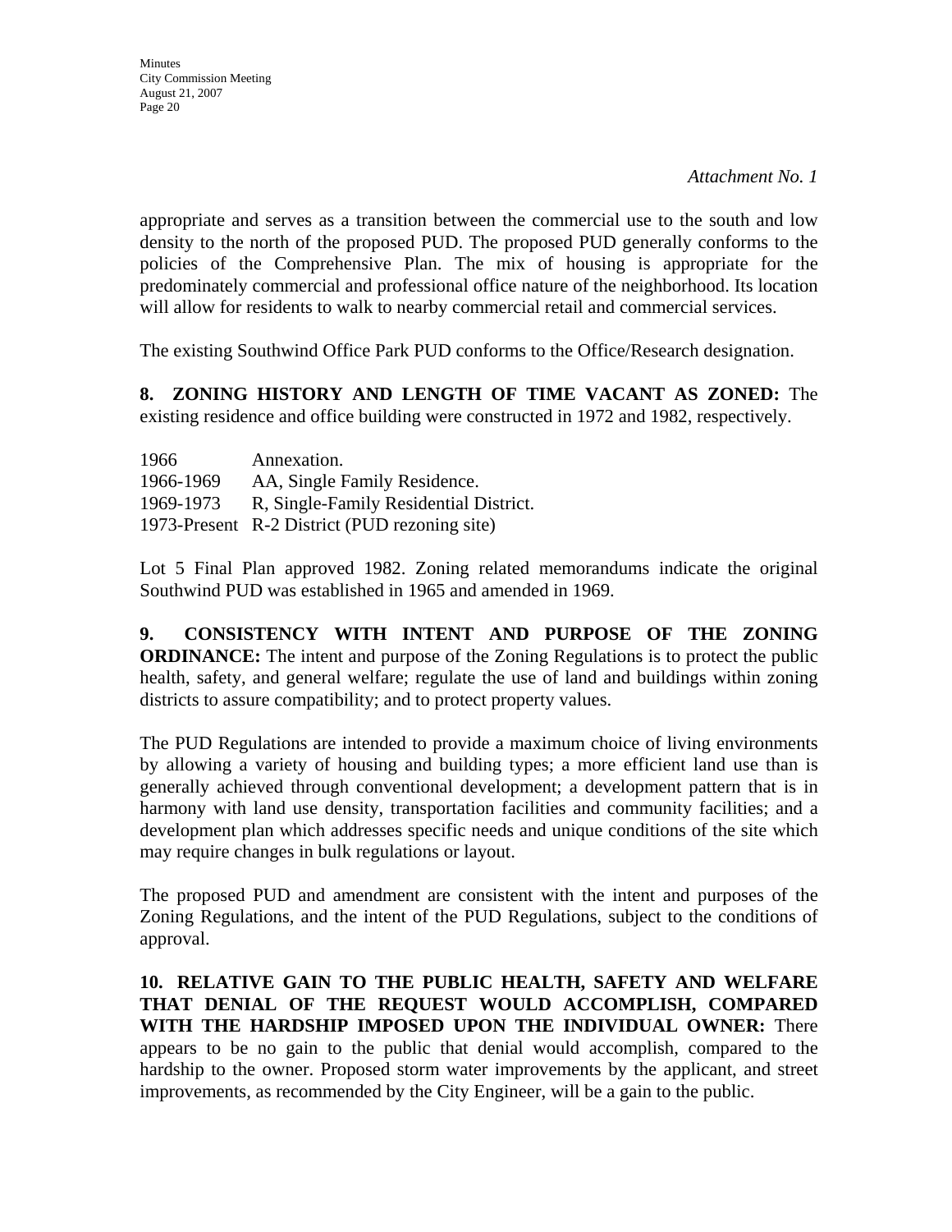*Attachment No. 1*

appropriate and serves as a transition between the commercial use to the south and low density to the north of the proposed PUD. The proposed PUD generally conforms to the policies of the Comprehensive Plan. The mix of housing is appropriate for the predominately commercial and professional office nature of the neighborhood. Its location will allow for residents to walk to nearby commercial retail and commercial services.

The existing Southwind Office Park PUD conforms to the Office/Research designation.

**8. ZONING HISTORY AND LENGTH OF TIME VACANT AS ZONED:** The existing residence and office building were constructed in 1972 and 1982, respectively.

| | |
|---|---|
| 1966 | Annexation. |
| 1966-1969 | AA, Single Family Residence. |
| 1969-1973 | R, Single-Family Residential District. |
| 1973-Present | R-2 District (PUD rezoning site) |

Lot 5 Final Plan approved 1982. Zoning related memorandums indicate the original Southwind PUD was established in 1965 and amended in 1969.

**9. CONSISTENCY WITH INTENT AND PURPOSE OF THE ZONING ORDINANCE:** The intent and purpose of the Zoning Regulations is to protect the public health, safety, and general welfare; regulate the use of land and buildings within zoning districts to assure compatibility; and to protect property values.

The PUD Regulations are intended to provide a maximum choice of living environments by allowing a variety of housing and building types; a more efficient land use than is generally achieved through conventional development; a development pattern that is in harmony with land use density, transportation facilities and community facilities; and a development plan which addresses specific needs and unique conditions of the site which may require changes in bulk regulations or layout.

The proposed PUD and amendment are consistent with the intent and purposes of the Zoning Regulations, and the intent of the PUD Regulations, subject to the conditions of approval.

**10. RELATIVE GAIN TO THE PUBLIC HEALTH, SAFETY AND WELFARE THAT DENIAL OF THE REQUEST WOULD ACCOMPLISH, COMPARED WITH THE HARDSHIP IMPOSED UPON THE INDIVIDUAL OWNER:** There appears to be no gain to the public that denial would accomplish, compared to the hardship to the owner. Proposed storm water improvements by the applicant, and street improvements, as recommended by the City Engineer, will be a gain to the public.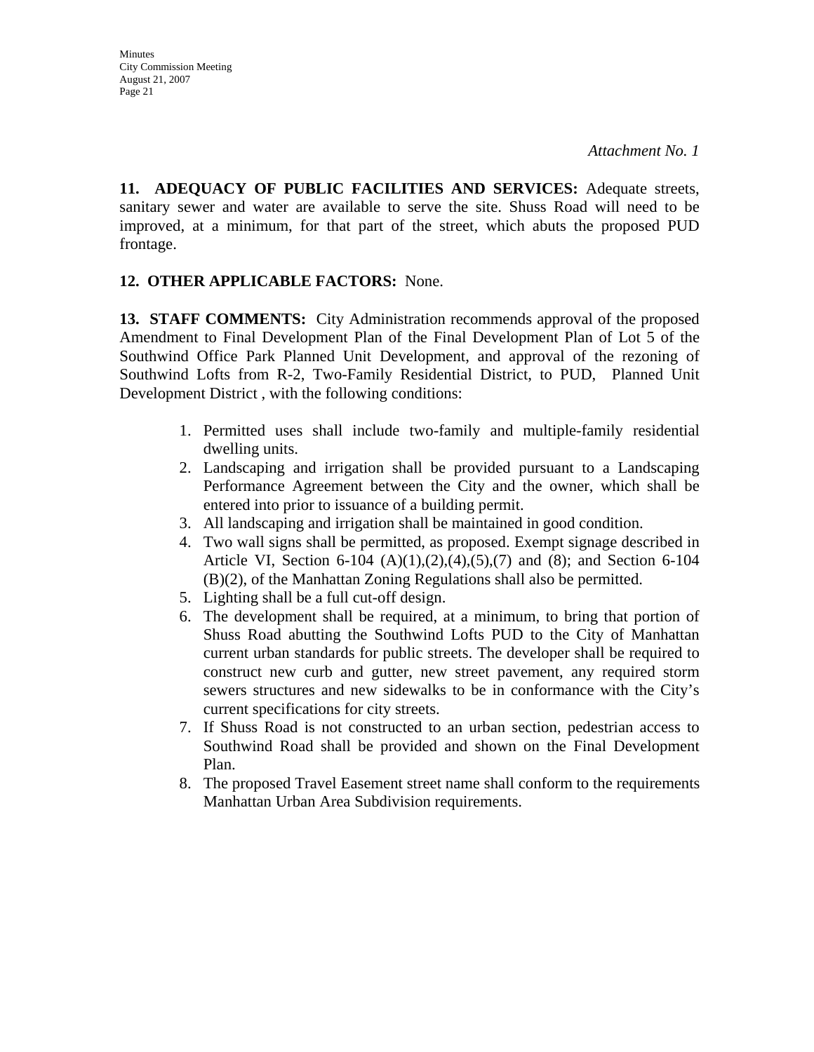*Attachment No. 1*

**11. ADEQUACY OF PUBLIC FACILITIES AND SERVICES:** Adequate streets, sanitary sewer and water are available to serve the site. Shuss Road will need to be improved, at a minimum, for that part of the street, which abuts the proposed PUD frontage.

**12. OTHER APPLICABLE FACTORS:** None.

**13. STAFF COMMENTS:** City Administration recommends approval of the proposed Amendment to Final Development Plan of the Final Development Plan of Lot 5 of the Southwind Office Park Planned Unit Development, and approval of the rezoning of Southwind Lofts from R-2, Two-Family Residential District, to PUD, Planned Unit Development District , with the following conditions:

1. Permitted uses shall include two-family and multiple-family residential dwelling units.
2. Landscaping and irrigation shall be provided pursuant to a Landscaping Performance Agreement between the City and the owner, which shall be entered into prior to issuance of a building permit.
3. All landscaping and irrigation shall be maintained in good condition.
4. Two wall signs shall be permitted, as proposed. Exempt signage described in Article VI, Section 6-104 (A)(1),(2),(4),(5),(7) and (8); and Section 6-104 (B)(2), of the Manhattan Zoning Regulations shall also be permitted.
5. Lighting shall be a full cut-off design.
6. The development shall be required, at a minimum, to bring that portion of Shuss Road abutting the Southwind Lofts PUD to the City of Manhattan current urban standards for public streets. The developer shall be required to construct new curb and gutter, new street pavement, any required storm sewers structures and new sidewalks to be in conformance with the City's current specifications for city streets.
7. If Shuss Road is not constructed to an urban section, pedestrian access to Southwind Road shall be provided and shown on the Final Development Plan.
8. The proposed Travel Easement street name shall conform to the requirements Manhattan Urban Area Subdivision requirements.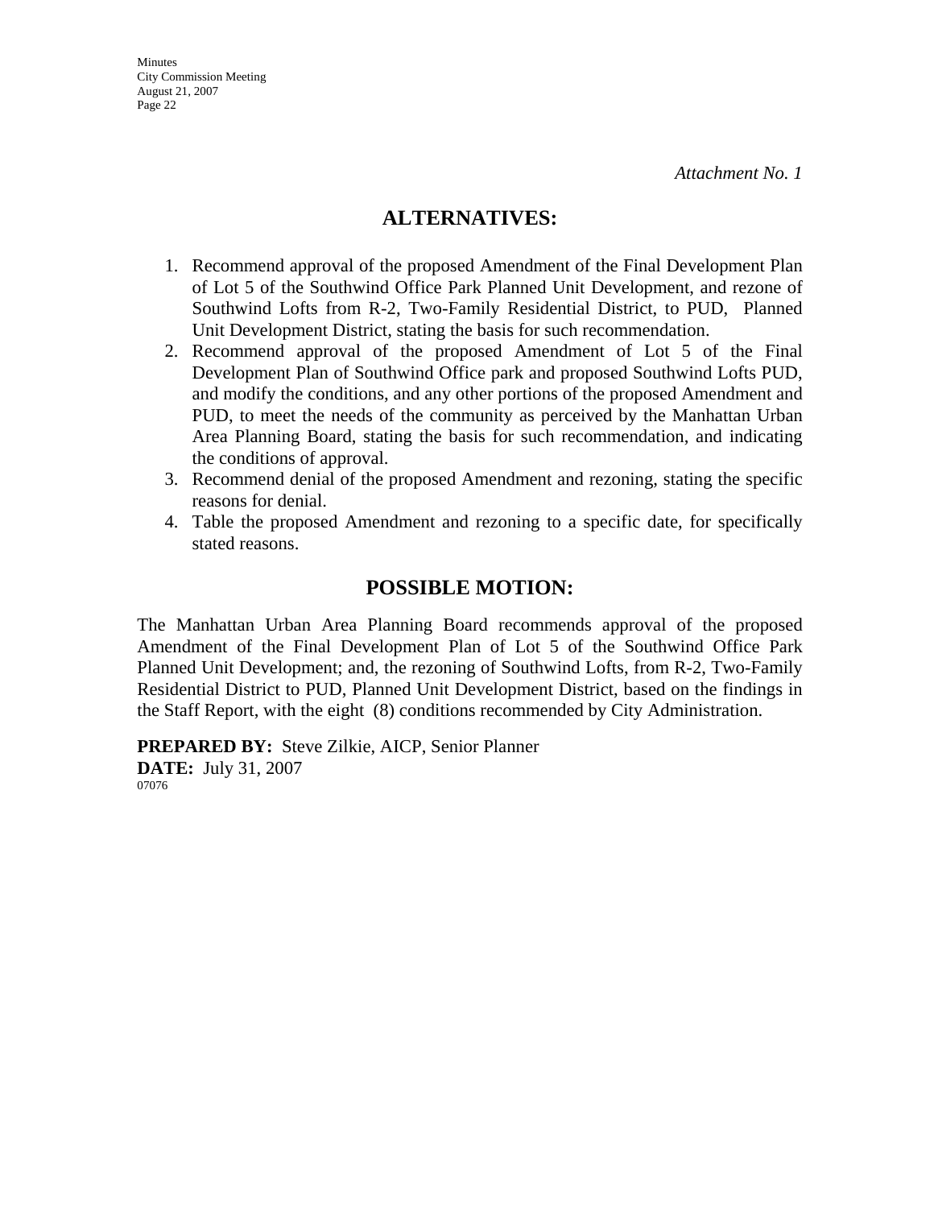*Attachment No. 1*

## ALTERNATIVES:

1. Recommend approval of the proposed Amendment of the Final Development Plan of Lot 5 of the Southwind Office Park Planned Unit Development, and rezone of Southwind Lofts from R-2, Two-Family Residential District, to PUD, Planned Unit Development District, stating the basis for such recommendation.
2. Recommend approval of the proposed Amendment of Lot 5 of the Final Development Plan of Southwind Office park and proposed Southwind Lofts PUD, and modify the conditions, and any other portions of the proposed Amendment and PUD, to meet the needs of the community as perceived by the Manhattan Urban Area Planning Board, stating the basis for such recommendation, and indicating the conditions of approval.
3. Recommend denial of the proposed Amendment and rezoning, stating the specific reasons for denial.
4. Table the proposed Amendment and rezoning to a specific date, for specifically stated reasons.

## POSSIBLE MOTION:

The Manhattan Urban Area Planning Board recommends approval of the proposed Amendment of the Final Development Plan of Lot 5 of the Southwind Office Park Planned Unit Development; and, the rezoning of Southwind Lofts, from R-2, Two-Family Residential District to PUD, Planned Unit Development District, based on the findings in the Staff Report, with the eight (8) conditions recommended by City Administration.

**PREPARED BY:** Steve Zilkie, AICP, Senior Planner
**DATE:** July 31, 2007
07076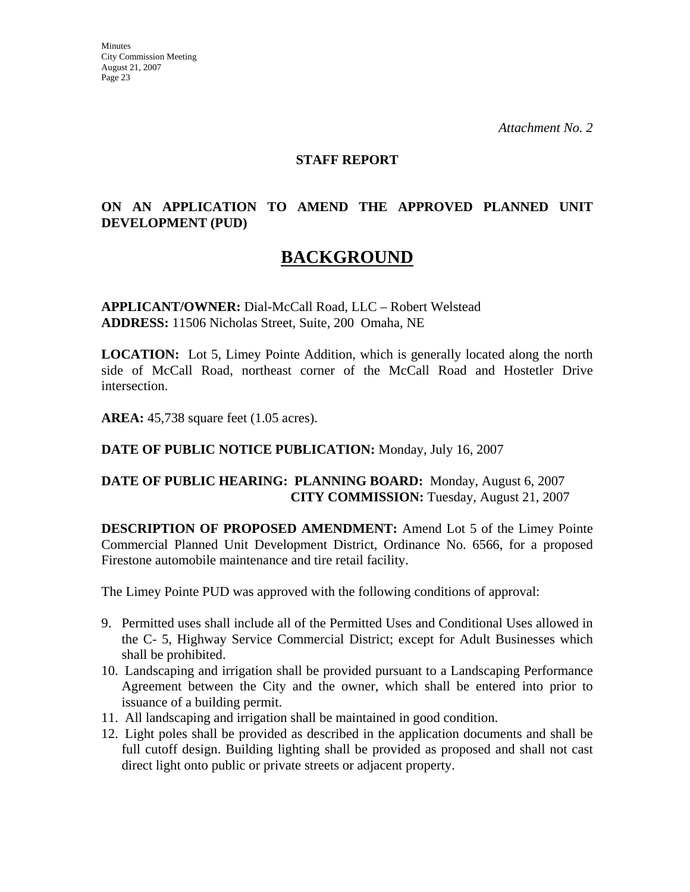*Attachment No. 2*

**STAFF REPORT**

**ON AN APPLICATION TO AMEND THE APPROVED PLANNED UNIT DEVELOPMENT (PUD)**

# BACKGROUND

**APPLICANT/OWNER:** Dial-McCall Road, LLC – Robert Welstead
**ADDRESS:** 11506 Nicholas Street, Suite, 200 Omaha, NE

**LOCATION:** Lot 5, Limey Pointe Addition, which is generally located along the north side of McCall Road, northeast corner of the McCall Road and Hostetler Drive intersection.

**AREA:** 45,738 square feet (1.05 acres).

**DATE OF PUBLIC NOTICE PUBLICATION:** Monday, July 16, 2007

**DATE OF PUBLIC HEARING: PLANNING BOARD:** Monday, August 6, 2007
**CITY COMMISSION:** Tuesday, August 21, 2007

**DESCRIPTION OF PROPOSED AMENDMENT:** Amend Lot 5 of the Limey Pointe Commercial Planned Unit Development District, Ordinance No. 6566, for a proposed Firestone automobile maintenance and tire retail facility.

The Limey Pointe PUD was approved with the following conditions of approval:

9. Permitted uses shall include all of the Permitted Uses and Conditional Uses allowed in the C- 5, Highway Service Commercial District; except for Adult Businesses which shall be prohibited.
10. Landscaping and irrigation shall be provided pursuant to a Landscaping Performance Agreement between the City and the owner, which shall be entered into prior to issuance of a building permit.
11. All landscaping and irrigation shall be maintained in good condition.
12. Light poles shall be provided as described in the application documents and shall be full cutoff design. Building lighting shall be provided as proposed and shall not cast direct light onto public or private streets or adjacent property.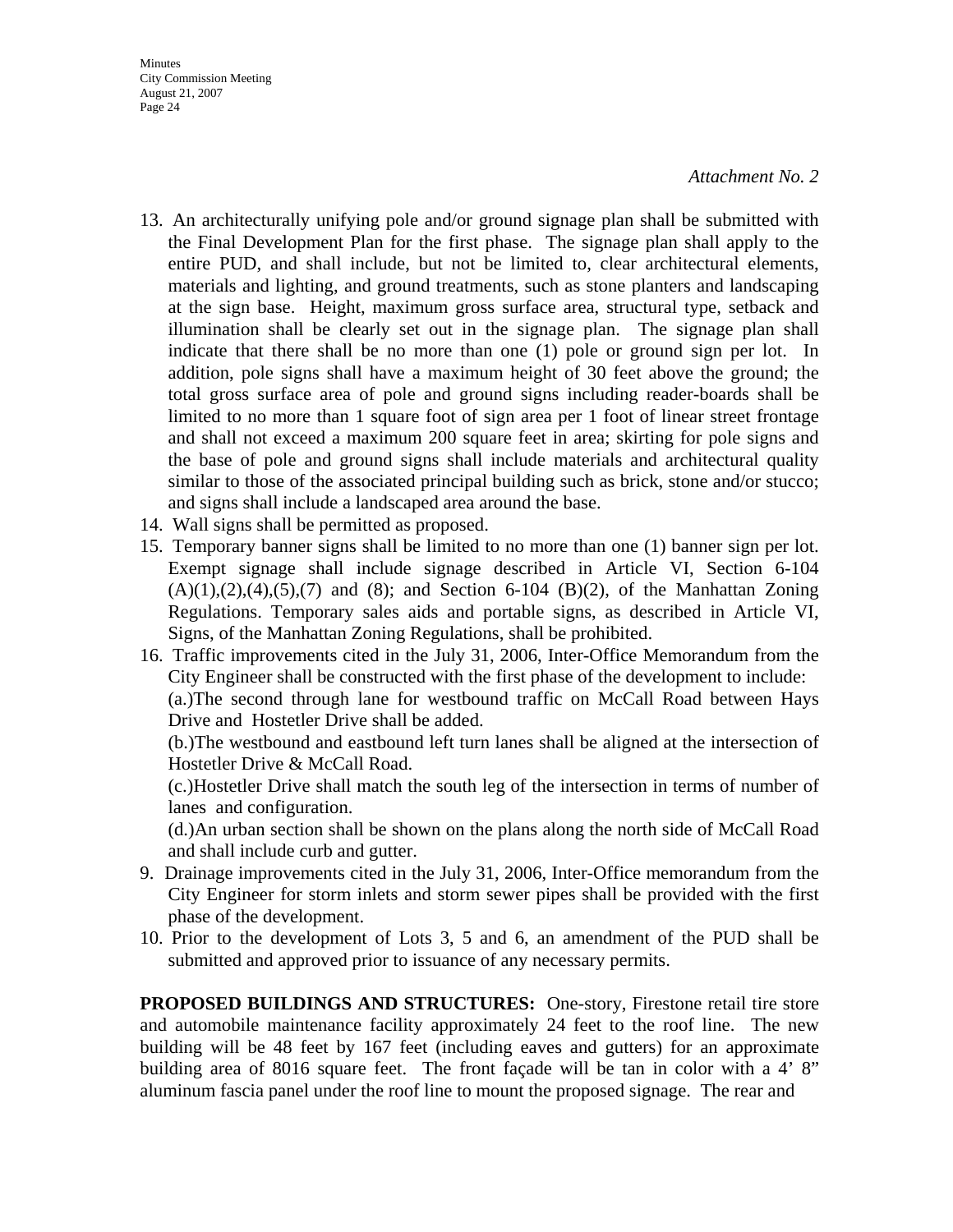*Attachment No. 2*

13. An architecturally unifying pole and/or ground signage plan shall be submitted with the Final Development Plan for the first phase. The signage plan shall apply to the entire PUD, and shall include, but not be limited to, clear architectural elements, materials and lighting, and ground treatments, such as stone planters and landscaping at the sign base. Height, maximum gross surface area, structural type, setback and illumination shall be clearly set out in the signage plan. The signage plan shall indicate that there shall be no more than one (1) pole or ground sign per lot. In addition, pole signs shall have a maximum height of 30 feet above the ground; the total gross surface area of pole and ground signs including reader-boards shall be limited to no more than 1 square foot of sign area per 1 foot of linear street frontage and shall not exceed a maximum 200 square feet in area; skirting for pole signs and the base of pole and ground signs shall include materials and architectural quality similar to those of the associated principal building such as brick, stone and/or stucco; and signs shall include a landscaped area around the base.
14. Wall signs shall be permitted as proposed.
15. Temporary banner signs shall be limited to no more than one (1) banner sign per lot. Exempt signage shall include signage described in Article VI, Section 6-104 (A)(1),(2),(4),(5),(7) and (8); and Section 6-104 (B)(2), of the Manhattan Zoning Regulations. Temporary sales aids and portable signs, as described in Article VI, Signs, of the Manhattan Zoning Regulations, shall be prohibited.
16. Traffic improvements cited in the July 31, 2006, Inter-Office Memorandum from the City Engineer shall be constructed with the first phase of the development to include:
    (a.)The second through lane for westbound traffic on McCall Road between Hays Drive and Hostetler Drive shall be added.
    (b.)The westbound and eastbound left turn lanes shall be aligned at the intersection of Hostetler Drive & McCall Road.
    (c.)Hostetler Drive shall match the south leg of the intersection in terms of number of lanes and configuration.
    (d.)An urban section shall be shown on the plans along the north side of McCall Road and shall include curb and gutter.

9. Drainage improvements cited in the July 31, 2006, Inter-Office memorandum from the City Engineer for storm inlets and storm sewer pipes shall be provided with the first phase of the development.
10. Prior to the development of Lots 3, 5 and 6, an amendment of the PUD shall be submitted and approved prior to issuance of any necessary permits.

**PROPOSED BUILDINGS AND STRUCTURES:** One-story, Firestone retail tire store and automobile maintenance facility approximately 24 feet to the roof line. The new building will be 48 feet by 167 feet (including eaves and gutters) for an approximate building area of 8016 square feet. The front façade will be tan in color with a 4’ 8” aluminum fascia panel under the roof line to mount the proposed signage. The rear and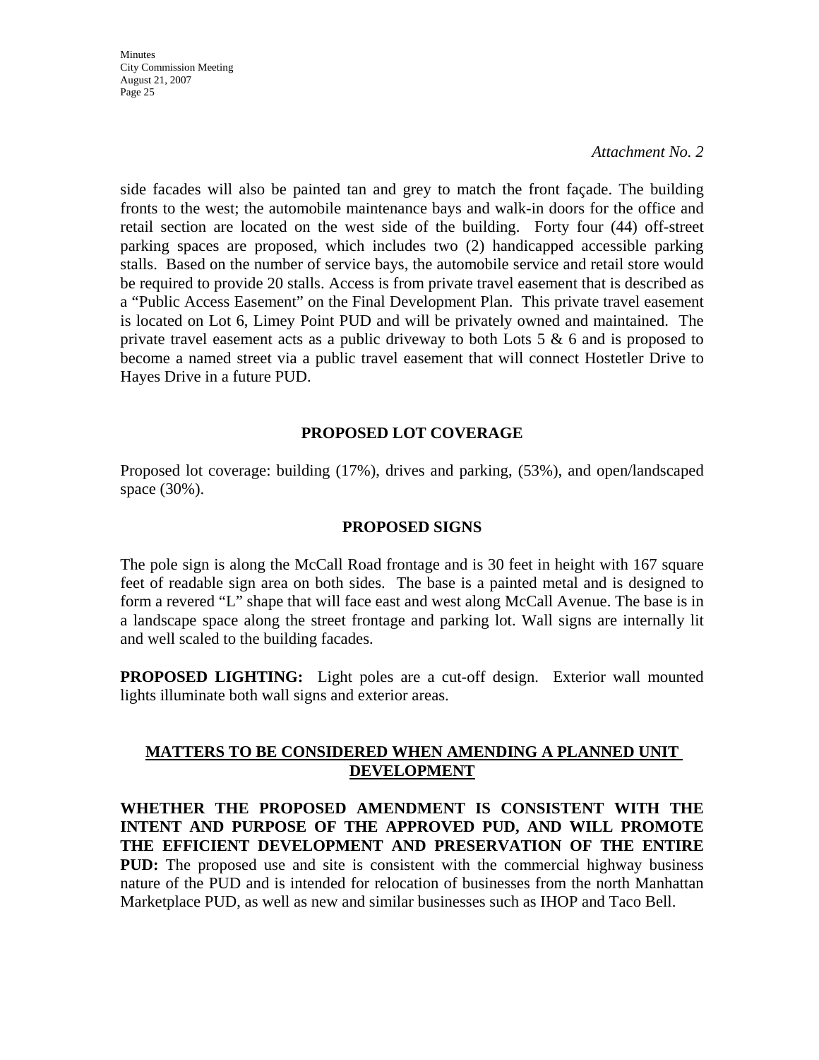*Attachment No. 2*

side facades will also be painted tan and grey to match the front façade. The building fronts to the west; the automobile maintenance bays and walk-in doors for the office and retail section are located on the west side of the building. Forty four (44) off-street parking spaces are proposed, which includes two (2) handicapped accessible parking stalls. Based on the number of service bays, the automobile service and retail store would be required to provide 20 stalls. Access is from private travel easement that is described as a "Public Access Easement" on the Final Development Plan. This private travel easement is located on Lot 6, Limey Point PUD and will be privately owned and maintained. The private travel easement acts as a public driveway to both Lots 5 & 6 and is proposed to become a named street via a public travel easement that will connect Hostetler Drive to Hayes Drive in a future PUD.

**PROPOSED LOT COVERAGE**

Proposed lot coverage: building (17%), drives and parking, (53%), and open/landscaped space (30%).

**PROPOSED SIGNS**

The pole sign is along the McCall Road frontage and is 30 feet in height with 167 square feet of readable sign area on both sides. The base is a painted metal and is designed to form a revered "L" shape that will face east and west along McCall Avenue. The base is in a landscape space along the street frontage and parking lot. Wall signs are internally lit and well scaled to the building facades.

**PROPOSED LIGHTING:** Light poles are a cut-off design. Exterior wall mounted lights illuminate both wall signs and exterior areas.

**MATTERS TO BE CONSIDERED WHEN AMENDING A PLANNED UNIT DEVELOPMENT**

**WHETHER THE PROPOSED AMENDMENT IS CONSISTENT WITH THE INTENT AND PURPOSE OF THE APPROVED PUD, AND WILL PROMOTE THE EFFICIENT DEVELOPMENT AND PRESERVATION OF THE ENTIRE PUD:** The proposed use and site is consistent with the commercial highway business nature of the PUD and is intended for relocation of businesses from the north Manhattan Marketplace PUD, as well as new and similar businesses such as IHOP and Taco Bell.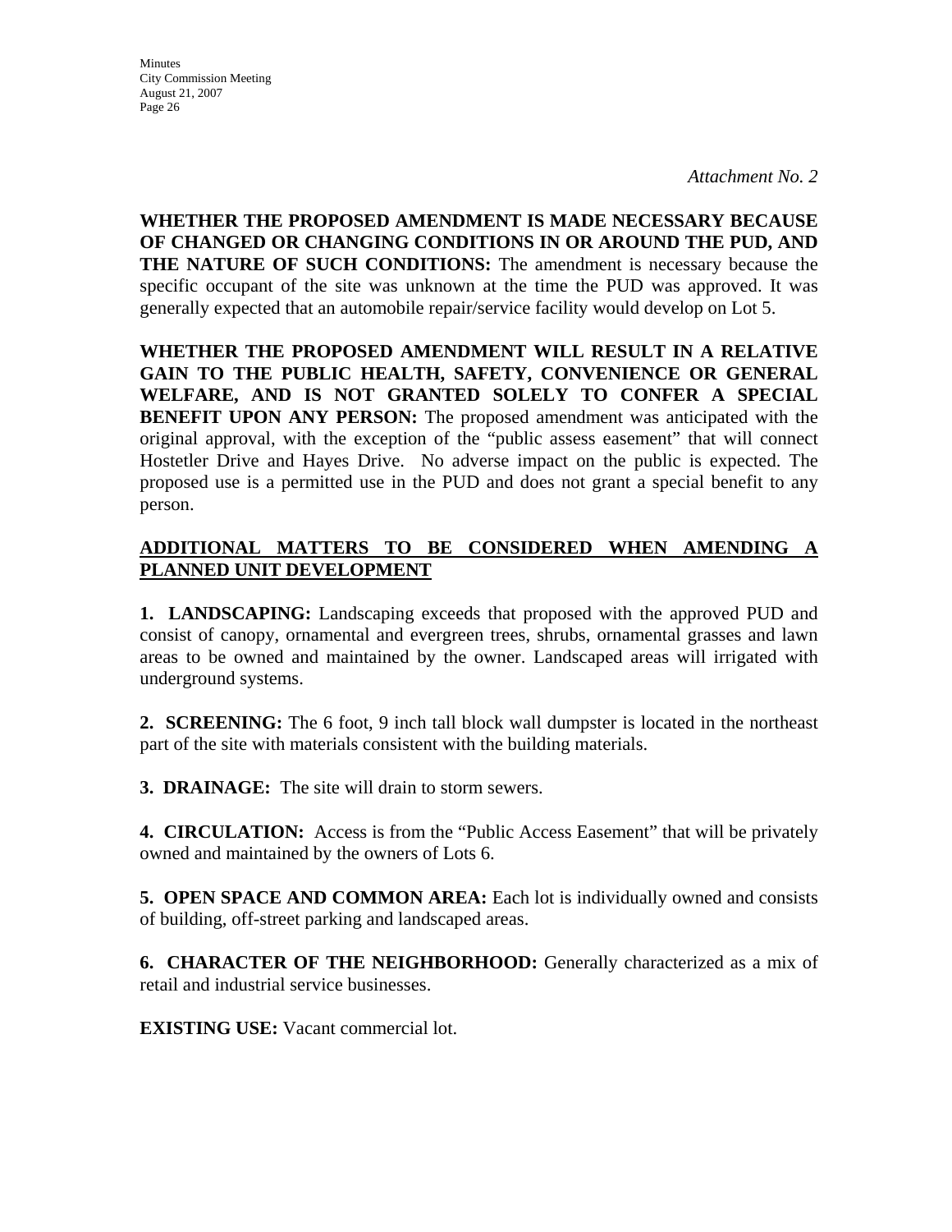*Attachment No. 2*

**WHETHER THE PROPOSED AMENDMENT IS MADE NECESSARY BECAUSE OF CHANGED OR CHANGING CONDITIONS IN OR AROUND THE PUD, AND THE NATURE OF SUCH CONDITIONS:** The amendment is necessary because the specific occupant of the site was unknown at the time the PUD was approved. It was generally expected that an automobile repair/service facility would develop on Lot 5.

**WHETHER THE PROPOSED AMENDMENT WILL RESULT IN A RELATIVE GAIN TO THE PUBLIC HEALTH, SAFETY, CONVENIENCE OR GENERAL WELFARE, AND IS NOT GRANTED SOLELY TO CONFER A SPECIAL BENEFIT UPON ANY PERSON:** The proposed amendment was anticipated with the original approval, with the exception of the "public assess easement" that will connect Hostetler Drive and Hayes Drive. No adverse impact on the public is expected. The proposed use is a permitted use in the PUD and does not grant a special benefit to any person.

## ADDITIONAL MATTERS TO BE CONSIDERED WHEN AMENDING A PLANNED UNIT DEVELOPMENT

**1. LANDSCAPING:** Landscaping exceeds that proposed with the approved PUD and consist of canopy, ornamental and evergreen trees, shrubs, ornamental grasses and lawn areas to be owned and maintained by the owner. Landscaped areas will irrigated with underground systems.

**2. SCREENING:** The 6 foot, 9 inch tall block wall dumpster is located in the northeast part of the site with materials consistent with the building materials.

**3. DRAINAGE:** The site will drain to storm sewers.

**4. CIRCULATION:** Access is from the "Public Access Easement" that will be privately owned and maintained by the owners of Lots 6.

**5. OPEN SPACE AND COMMON AREA:** Each lot is individually owned and consists of building, off-street parking and landscaped areas.

**6. CHARACTER OF THE NEIGHBORHOOD:** Generally characterized as a mix of retail and industrial service businesses.

**EXISTING USE:** Vacant commercial lot.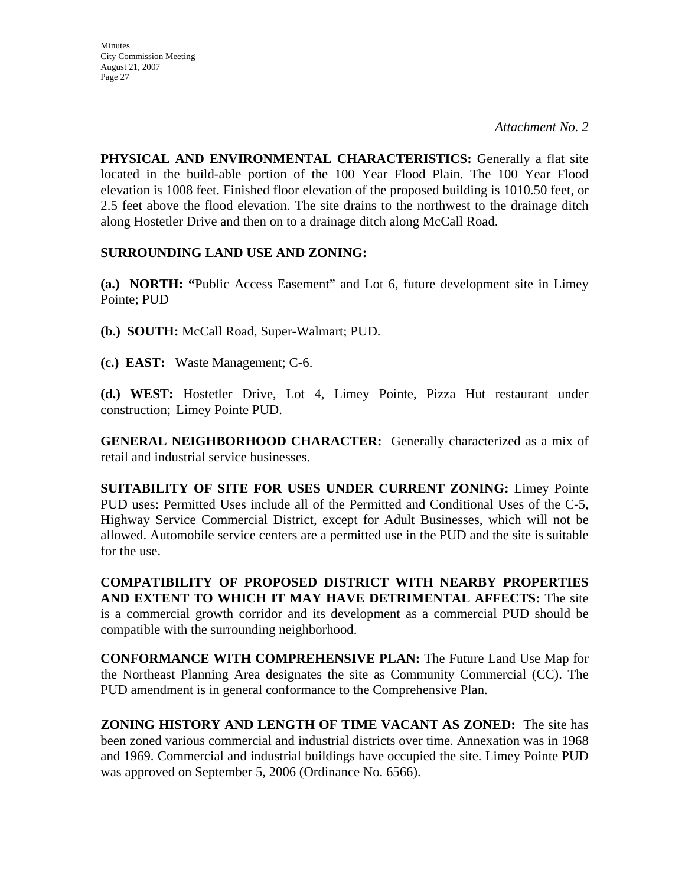*Attachment No. 2*

**PHYSICAL AND ENVIRONMENTAL CHARACTERISTICS:** Generally a flat site located in the build-able portion of the 100 Year Flood Plain. The 100 Year Flood elevation is 1008 feet. Finished floor elevation of the proposed building is 1010.50 feet, or 2.5 feet above the flood elevation. The site drains to the northwest to the drainage ditch along Hostetler Drive and then on to a drainage ditch along McCall Road.

**SURROUNDING LAND USE AND ZONING:**

**(a.) NORTH: "**Public Access Easement" and Lot 6, future development site in Limey Pointe; PUD

**(b.) SOUTH:** McCall Road, Super-Walmart; PUD.

**(c.) EAST:** Waste Management; C-6.

**(d.) WEST:** Hostetler Drive, Lot 4, Limey Pointe, Pizza Hut restaurant under construction; Limey Pointe PUD.

**GENERAL NEIGHBORHOOD CHARACTER:** Generally characterized as a mix of retail and industrial service businesses.

**SUITABILITY OF SITE FOR USES UNDER CURRENT ZONING:** Limey Pointe PUD uses: Permitted Uses include all of the Permitted and Conditional Uses of the C-5, Highway Service Commercial District, except for Adult Businesses, which will not be allowed. Automobile service centers are a permitted use in the PUD and the site is suitable for the use.

**COMPATIBILITY OF PROPOSED DISTRICT WITH NEARBY PROPERTIES AND EXTENT TO WHICH IT MAY HAVE DETRIMENTAL AFFECTS:** The site is a commercial growth corridor and its development as a commercial PUD should be compatible with the surrounding neighborhood.

**CONFORMANCE WITH COMPREHENSIVE PLAN:** The Future Land Use Map for the Northeast Planning Area designates the site as Community Commercial (CC). The PUD amendment is in general conformance to the Comprehensive Plan.

**ZONING HISTORY AND LENGTH OF TIME VACANT AS ZONED:** The site has been zoned various commercial and industrial districts over time. Annexation was in 1968 and 1969. Commercial and industrial buildings have occupied the site. Limey Pointe PUD was approved on September 5, 2006 (Ordinance No. 6566).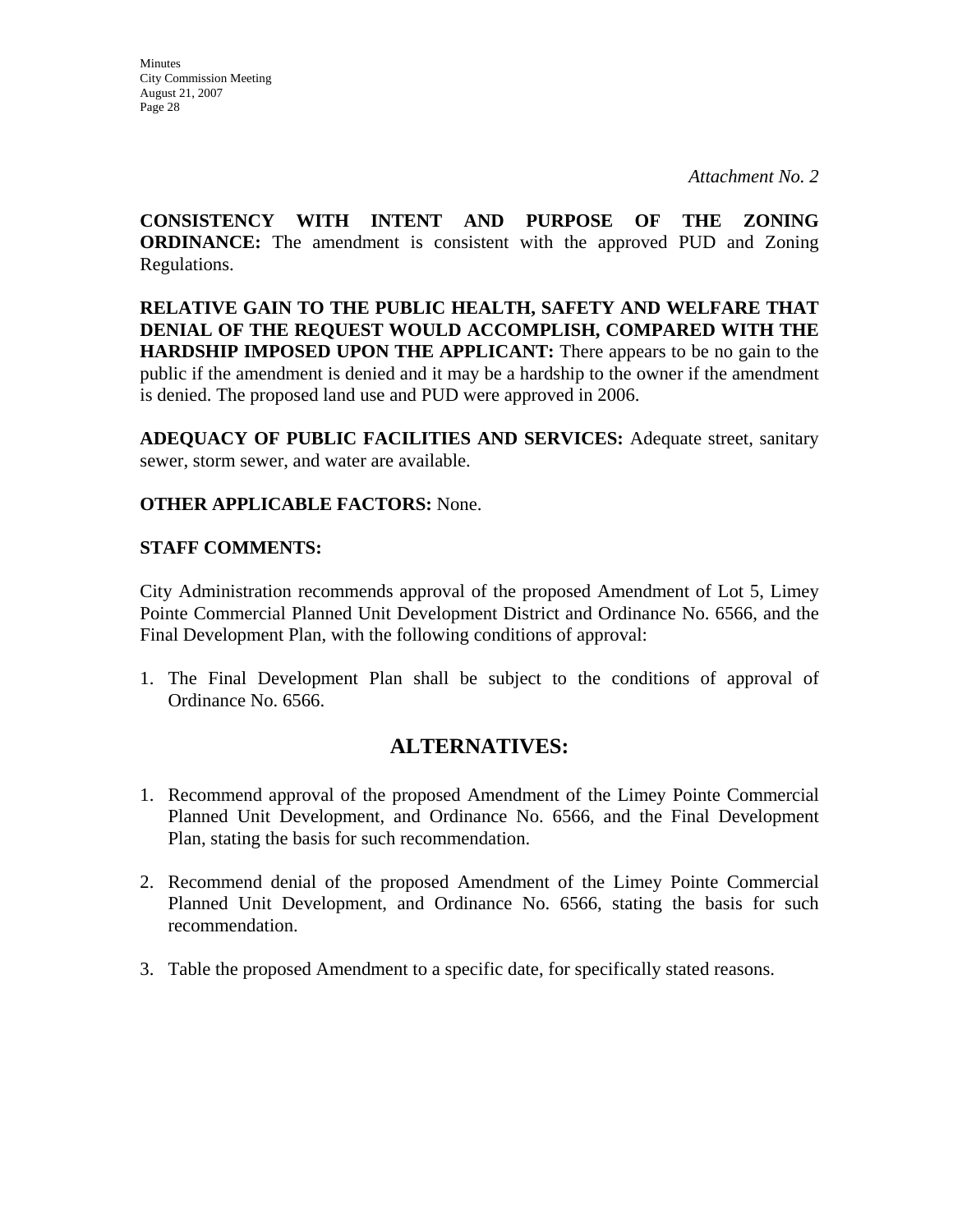*Attachment No. 2*

**CONSISTENCY WITH INTENT AND PURPOSE OF THE ZONING ORDINANCE:** The amendment is consistent with the approved PUD and Zoning Regulations.

**RELATIVE GAIN TO THE PUBLIC HEALTH, SAFETY AND WELFARE THAT DENIAL OF THE REQUEST WOULD ACCOMPLISH, COMPARED WITH THE HARDSHIP IMPOSED UPON THE APPLICANT:** There appears to be no gain to the public if the amendment is denied and it may be a hardship to the owner if the amendment is denied. The proposed land use and PUD were approved in 2006.

**ADEQUACY OF PUBLIC FACILITIES AND SERVICES:** Adequate street, sanitary sewer, storm sewer, and water are available.

**OTHER APPLICABLE FACTORS:** None.

**STAFF COMMENTS:**

City Administration recommends approval of the proposed Amendment of Lot 5, Limey Pointe Commercial Planned Unit Development District and Ordinance No. 6566, and the Final Development Plan, with the following conditions of approval:

1. The Final Development Plan shall be subject to the conditions of approval of Ordinance No. 6566.

## ALTERNATIVES:

1. Recommend approval of the proposed Amendment of the Limey Pointe Commercial Planned Unit Development, and Ordinance No. 6566, and the Final Development Plan, stating the basis for such recommendation.

2. Recommend denial of the proposed Amendment of the Limey Pointe Commercial Planned Unit Development, and Ordinance No. 6566, stating the basis for such recommendation.

3. Table the proposed Amendment to a specific date, for specifically stated reasons.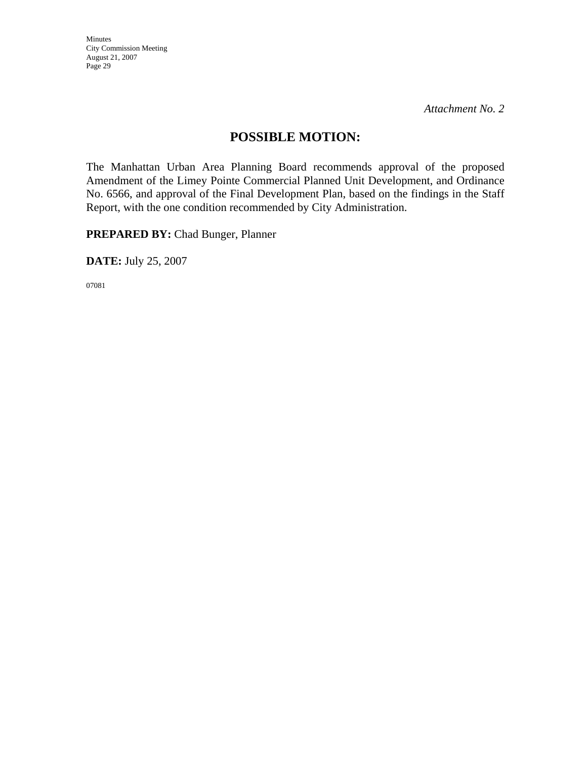*Attachment No. 2*

## POSSIBLE MOTION:

The Manhattan Urban Area Planning Board recommends approval of the proposed Amendment of the Limey Pointe Commercial Planned Unit Development, and Ordinance No. 6566, and approval of the Final Development Plan, based on the findings in the Staff Report, with the one condition recommended by City Administration.

**PREPARED BY:** Chad Bunger, Planner

**DATE:** July 25, 2007

07081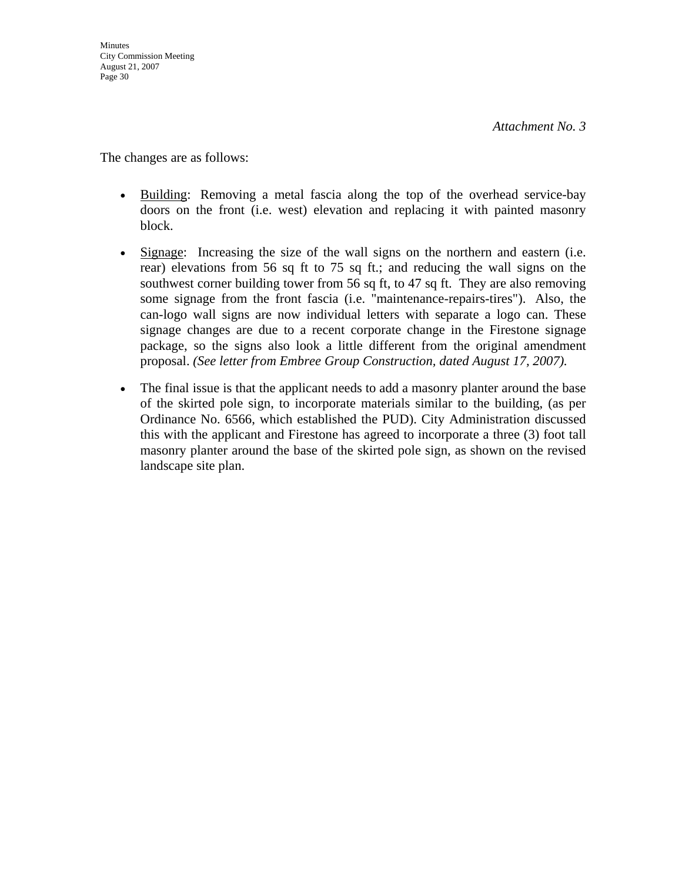*Attachment No. 3*

The changes are as follows:

- Building: Removing a metal fascia along the top of the overhead service-bay doors on the front (i.e. west) elevation and replacing it with painted masonry block.
- Signage: Increasing the size of the wall signs on the northern and eastern (i.e. rear) elevations from 56 sq ft to 75 sq ft.; and reducing the wall signs on the southwest corner building tower from 56 sq ft, to 47 sq ft. They are also removing some signage from the front fascia (i.e. "maintenance-repairs-tires"). Also, the can-logo wall signs are now individual letters with separate a logo can. These signage changes are due to a recent corporate change in the Firestone signage package, so the signs also look a little different from the original amendment proposal. *(See letter from Embree Group Construction, dated August 17, 2007).*
- The final issue is that the applicant needs to add a masonry planter around the base of the skirted pole sign, to incorporate materials similar to the building, (as per Ordinance No. 6566, which established the PUD). City Administration discussed this with the applicant and Firestone has agreed to incorporate a three (3) foot tall masonry planter around the base of the skirted pole sign, as shown on the revised landscape site plan.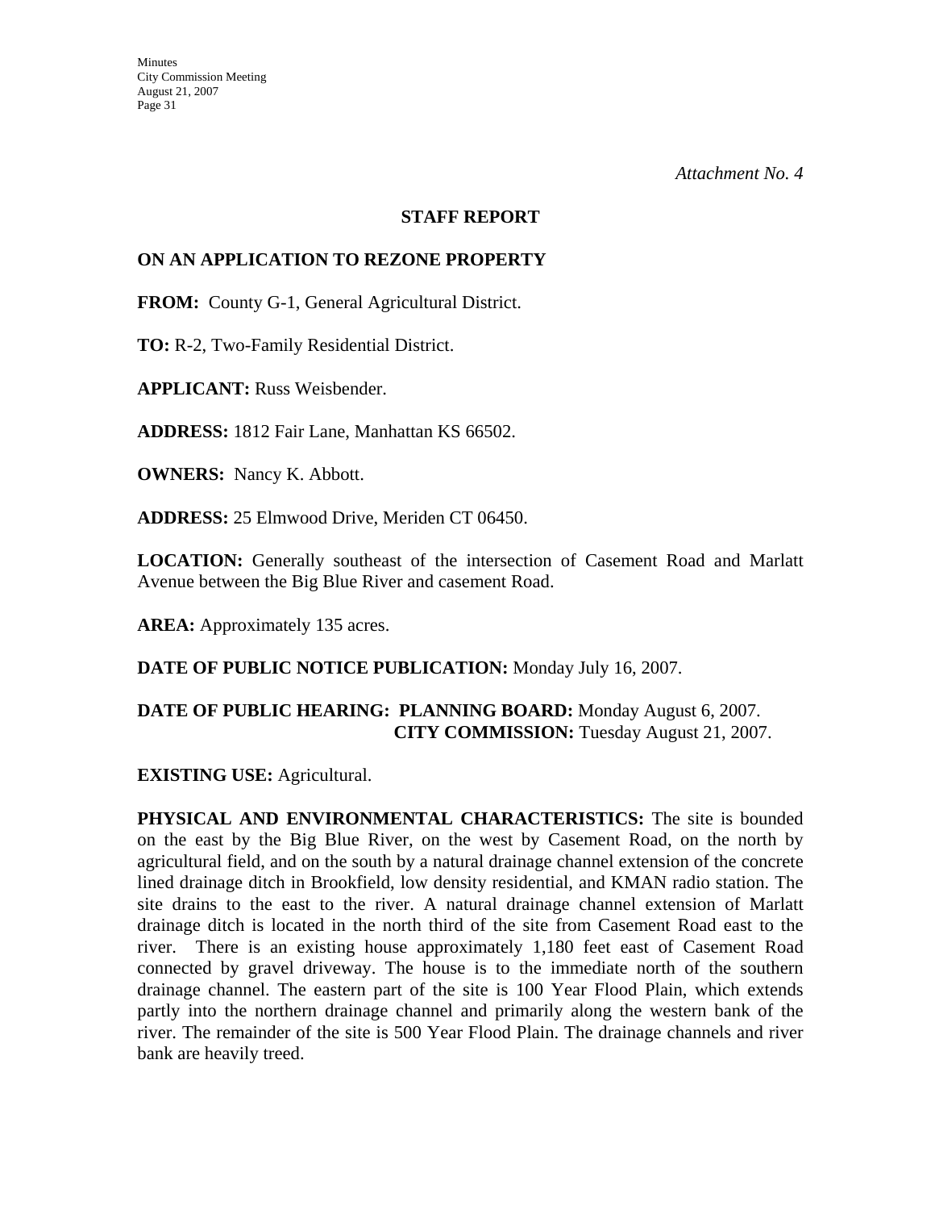*Attachment No. 4*

**STAFF REPORT**

**ON AN APPLICATION TO REZONE PROPERTY**

**FROM:** County G-1, General Agricultural District.

**TO:** R-2, Two-Family Residential District.

**APPLICANT:** Russ Weisbender.

**ADDRESS:** 1812 Fair Lane, Manhattan KS 66502.

**OWNERS:** Nancy K. Abbott.

**ADDRESS:** 25 Elmwood Drive, Meriden CT 06450.

**LOCATION:** Generally southeast of the intersection of Casement Road and Marlatt Avenue between the Big Blue River and casement Road.

**AREA:** Approximately 135 acres.

**DATE OF PUBLIC NOTICE PUBLICATION:** Monday July 16, 2007.

**DATE OF PUBLIC HEARING: PLANNING BOARD:** Monday August 6, 2007.
**CITY COMMISSION:** Tuesday August 21, 2007.

**EXISTING USE:** Agricultural.

**PHYSICAL AND ENVIRONMENTAL CHARACTERISTICS:** The site is bounded on the east by the Big Blue River, on the west by Casement Road, on the north by agricultural field, and on the south by a natural drainage channel extension of the concrete lined drainage ditch in Brookfield, low density residential, and KMAN radio station. The site drains to the east to the river. A natural drainage channel extension of Marlatt drainage ditch is located in the north third of the site from Casement Road east to the river. There is an existing house approximately 1,180 feet east of Casement Road connected by gravel driveway. The house is to the immediate north of the southern drainage channel. The eastern part of the site is 100 Year Flood Plain, which extends partly into the northern drainage channel and primarily along the western bank of the river. The remainder of the site is 500 Year Flood Plain. The drainage channels and river bank are heavily treed.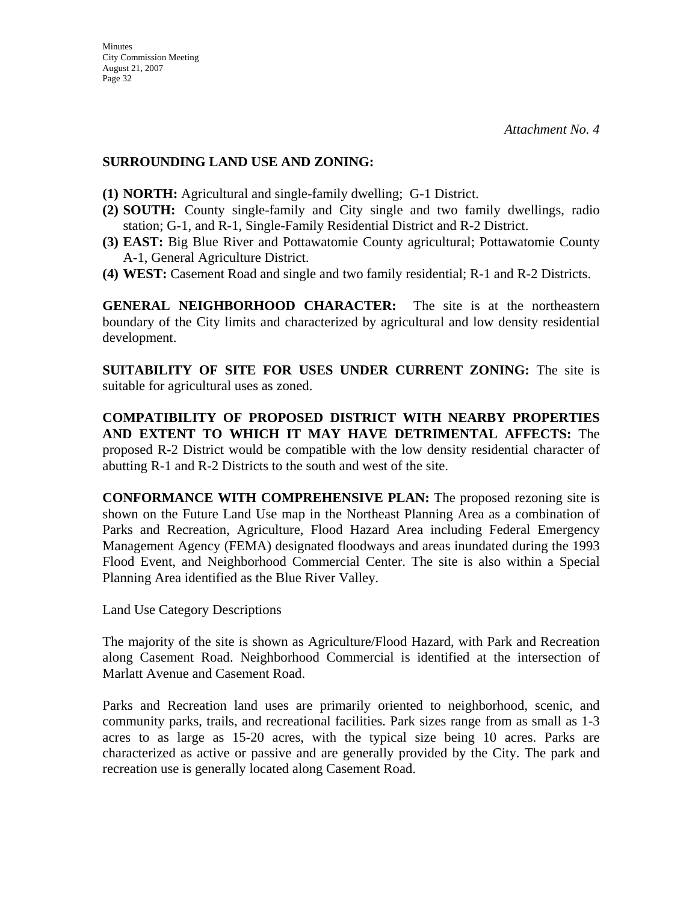*Attachment No. 4*

**SURROUNDING LAND USE AND ZONING:**

**(1) NORTH:** Agricultural and single-family dwelling; G-1 District.

**(2) SOUTH:** County single-family and City single and two family dwellings, radio station; G-1, and R-1, Single-Family Residential District and R-2 District.

**(3) EAST:** Big Blue River and Pottawatomie County agricultural; Pottawatomie County A-1, General Agriculture District.

**(4) WEST:** Casement Road and single and two family residential; R-1 and R-2 Districts.

**GENERAL NEIGHBORHOOD CHARACTER:** The site is at the northeastern boundary of the City limits and characterized by agricultural and low density residential development.

**SUITABILITY OF SITE FOR USES UNDER CURRENT ZONING:** The site is suitable for agricultural uses as zoned.

**COMPATIBILITY OF PROPOSED DISTRICT WITH NEARBY PROPERTIES AND EXTENT TO WHICH IT MAY HAVE DETRIMENTAL AFFECTS:** The proposed R-2 District would be compatible with the low density residential character of abutting R-1 and R-2 Districts to the south and west of the site.

**CONFORMANCE WITH COMPREHENSIVE PLAN:** The proposed rezoning site is shown on the Future Land Use map in the Northeast Planning Area as a combination of Parks and Recreation, Agriculture, Flood Hazard Area including Federal Emergency Management Agency (FEMA) designated floodways and areas inundated during the 1993 Flood Event, and Neighborhood Commercial Center. The site is also within a Special Planning Area identified as the Blue River Valley.

Land Use Category Descriptions

The majority of the site is shown as Agriculture/Flood Hazard, with Park and Recreation along Casement Road. Neighborhood Commercial is identified at the intersection of Marlatt Avenue and Casement Road.

Parks and Recreation land uses are primarily oriented to neighborhood, scenic, and community parks, trails, and recreational facilities. Park sizes range from as small as 1-3 acres to as large as 15-20 acres, with the typical size being 10 acres. Parks are characterized as active or passive and are generally provided by the City. The park and recreation use is generally located along Casement Road.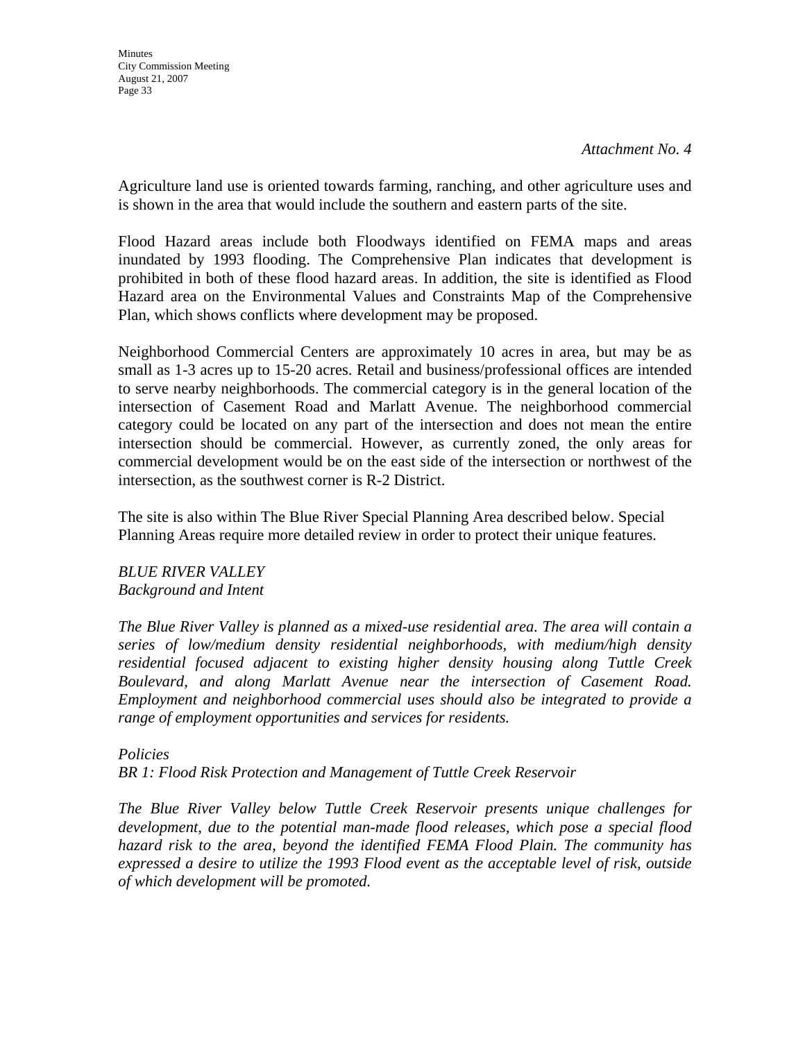*Attachment No. 4*

Agriculture land use is oriented towards farming, ranching, and other agriculture uses and is shown in the area that would include the southern and eastern parts of the site.

Flood Hazard areas include both Floodways identified on FEMA maps and areas inundated by 1993 flooding. The Comprehensive Plan indicates that development is prohibited in both of these flood hazard areas. In addition, the site is identified as Flood Hazard area on the Environmental Values and Constraints Map of the Comprehensive Plan, which shows conflicts where development may be proposed.

Neighborhood Commercial Centers are approximately 10 acres in area, but may be as small as 1-3 acres up to 15-20 acres. Retail and business/professional offices are intended to serve nearby neighborhoods. The commercial category is in the general location of the intersection of Casement Road and Marlatt Avenue. The neighborhood commercial category could be located on any part of the intersection and does not mean the entire intersection should be commercial. However, as currently zoned, the only areas for commercial development would be on the east side of the intersection or northwest of the intersection, as the southwest corner is R-2 District.

The site is also within The Blue River Special Planning Area described below. Special Planning Areas require more detailed review in order to protect their unique features.

*BLUE RIVER VALLEY*
*Background and Intent*

*The Blue River Valley is planned as a mixed-use residential area. The area will contain a series of low/medium density residential neighborhoods, with medium/high density residential focused adjacent to existing higher density housing along Tuttle Creek Boulevard, and along Marlatt Avenue near the intersection of Casement Road. Employment and neighborhood commercial uses should also be integrated to provide a range of employment opportunities and services for residents.*

*Policies*
*BR 1: Flood Risk Protection and Management of Tuttle Creek Reservoir*

*The Blue River Valley below Tuttle Creek Reservoir presents unique challenges for development, due to the potential man-made flood releases, which pose a special flood hazard risk to the area, beyond the identified FEMA Flood Plain. The community has expressed a desire to utilize the 1993 Flood event as the acceptable level of risk, outside of which development will be promoted.*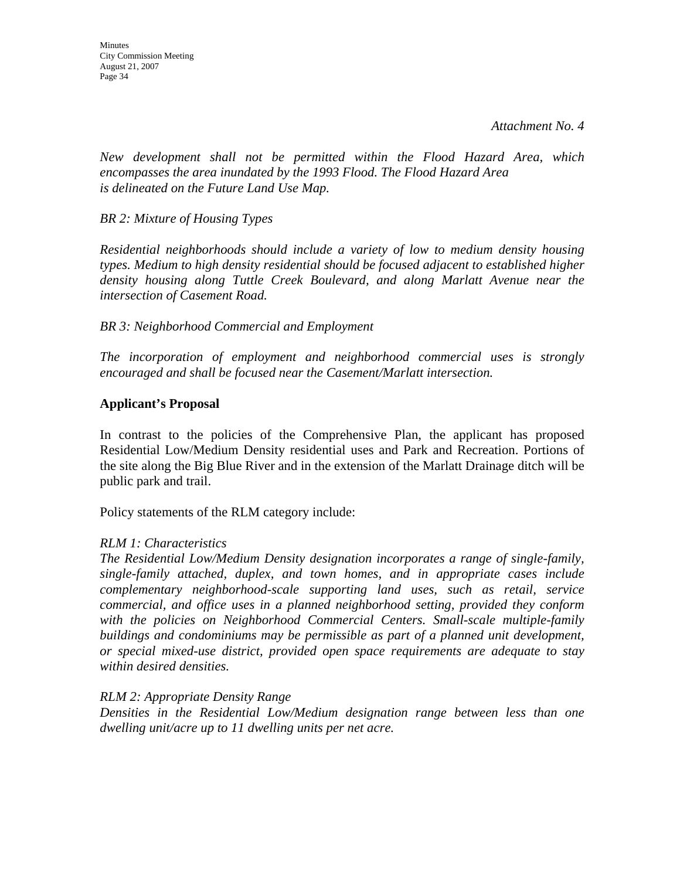*Attachment No. 4*

*New development shall not be permitted within the Flood Hazard Area, which encompasses the area inundated by the 1993 Flood. The Flood Hazard Area is delineated on the Future Land Use Map.*

*BR 2: Mixture of Housing Types*

*Residential neighborhoods should include a variety of low to medium density housing types. Medium to high density residential should be focused adjacent to established higher density housing along Tuttle Creek Boulevard, and along Marlatt Avenue near the intersection of Casement Road.*

*BR 3: Neighborhood Commercial and Employment*

*The incorporation of employment and neighborhood commercial uses is strongly encouraged and shall be focused near the Casement/Marlatt intersection.*

**Applicant's Proposal**

In contrast to the policies of the Comprehensive Plan, the applicant has proposed Residential Low/Medium Density residential uses and Park and Recreation. Portions of the site along the Big Blue River and in the extension of the Marlatt Drainage ditch will be public park and trail.

Policy statements of the RLM category include:

*RLM 1: Characteristics*
*The Residential Low/Medium Density designation incorporates a range of single-family, single-family attached, duplex, and town homes, and in appropriate cases include complementary neighborhood-scale supporting land uses, such as retail, service commercial, and office uses in a planned neighborhood setting, provided they conform with the policies on Neighborhood Commercial Centers. Small-scale multiple-family buildings and condominiums may be permissible as part of a planned unit development, or special mixed-use district, provided open space requirements are adequate to stay within desired densities.*

*RLM 2: Appropriate Density Range*
*Densities in the Residential Low/Medium designation range between less than one dwelling unit/acre up to 11 dwelling units per net acre.*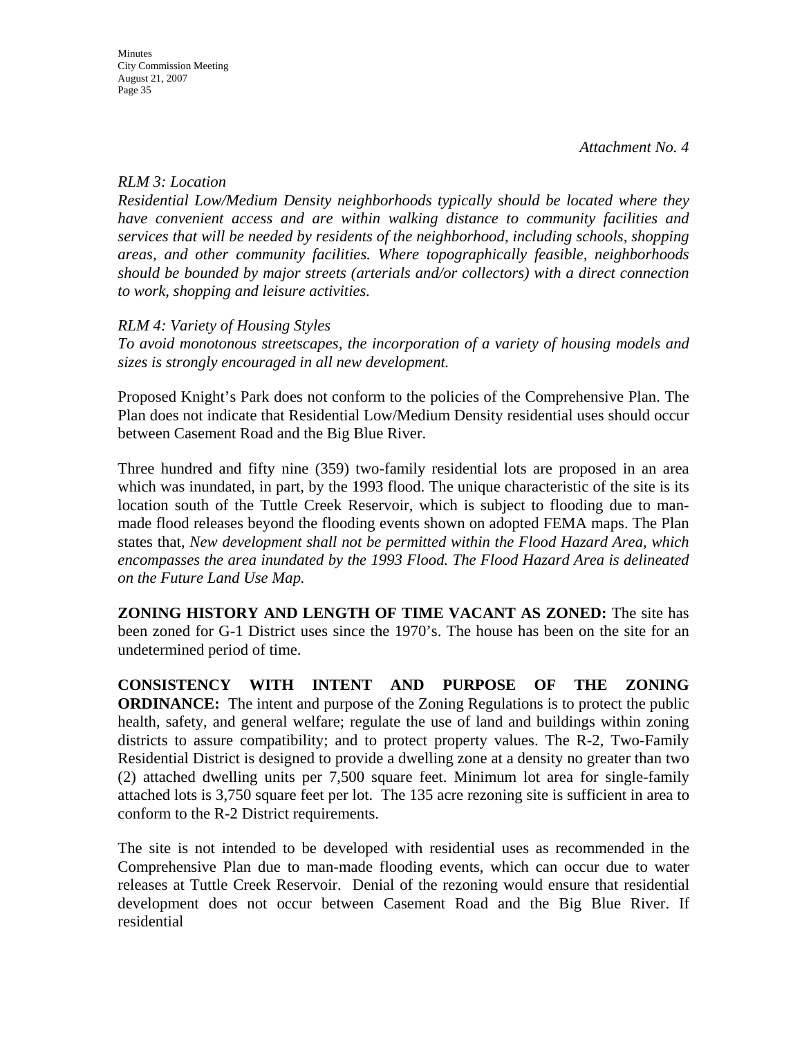*Attachment No. 4*

*RLM 3: Location*

*Residential Low/Medium Density neighborhoods typically should be located where they have convenient access and are within walking distance to community facilities and services that will be needed by residents of the neighborhood, including schools, shopping areas, and other community facilities. Where topographically feasible, neighborhoods should be bounded by major streets (arterials and/or collectors) with a direct connection to work, shopping and leisure activities.*

*RLM 4: Variety of Housing Styles*

*To avoid monotonous streetscapes, the incorporation of a variety of housing models and sizes is strongly encouraged in all new development.*

Proposed Knight's Park does not conform to the policies of the Comprehensive Plan. The Plan does not indicate that Residential Low/Medium Density residential uses should occur between Casement Road and the Big Blue River.

Three hundred and fifty nine (359) two-family residential lots are proposed in an area which was inundated, in part, by the 1993 flood. The unique characteristic of the site is its location south of the Tuttle Creek Reservoir, which is subject to flooding due to man-made flood releases beyond the flooding events shown on adopted FEMA maps. The Plan states that, *New development shall not be permitted within the Flood Hazard Area, which encompasses the area inundated by the 1993 Flood. The Flood Hazard Area is delineated on the Future Land Use Map.*

**ZONING HISTORY AND LENGTH OF TIME VACANT AS ZONED:** The site has been zoned for G-1 District uses since the 1970's. The house has been on the site for an undetermined period of time.

**CONSISTENCY WITH INTENT AND PURPOSE OF THE ZONING ORDINANCE:** The intent and purpose of the Zoning Regulations is to protect the public health, safety, and general welfare; regulate the use of land and buildings within zoning districts to assure compatibility; and to protect property values. The R-2, Two-Family Residential District is designed to provide a dwelling zone at a density no greater than two (2) attached dwelling units per 7,500 square feet. Minimum lot area for single-family attached lots is 3,750 square feet per lot. The 135 acre rezoning site is sufficient in area to conform to the R-2 District requirements.

The site is not intended to be developed with residential uses as recommended in the Comprehensive Plan due to man-made flooding events, which can occur due to water releases at Tuttle Creek Reservoir. Denial of the rezoning would ensure that residential development does not occur between Casement Road and the Big Blue River. If residential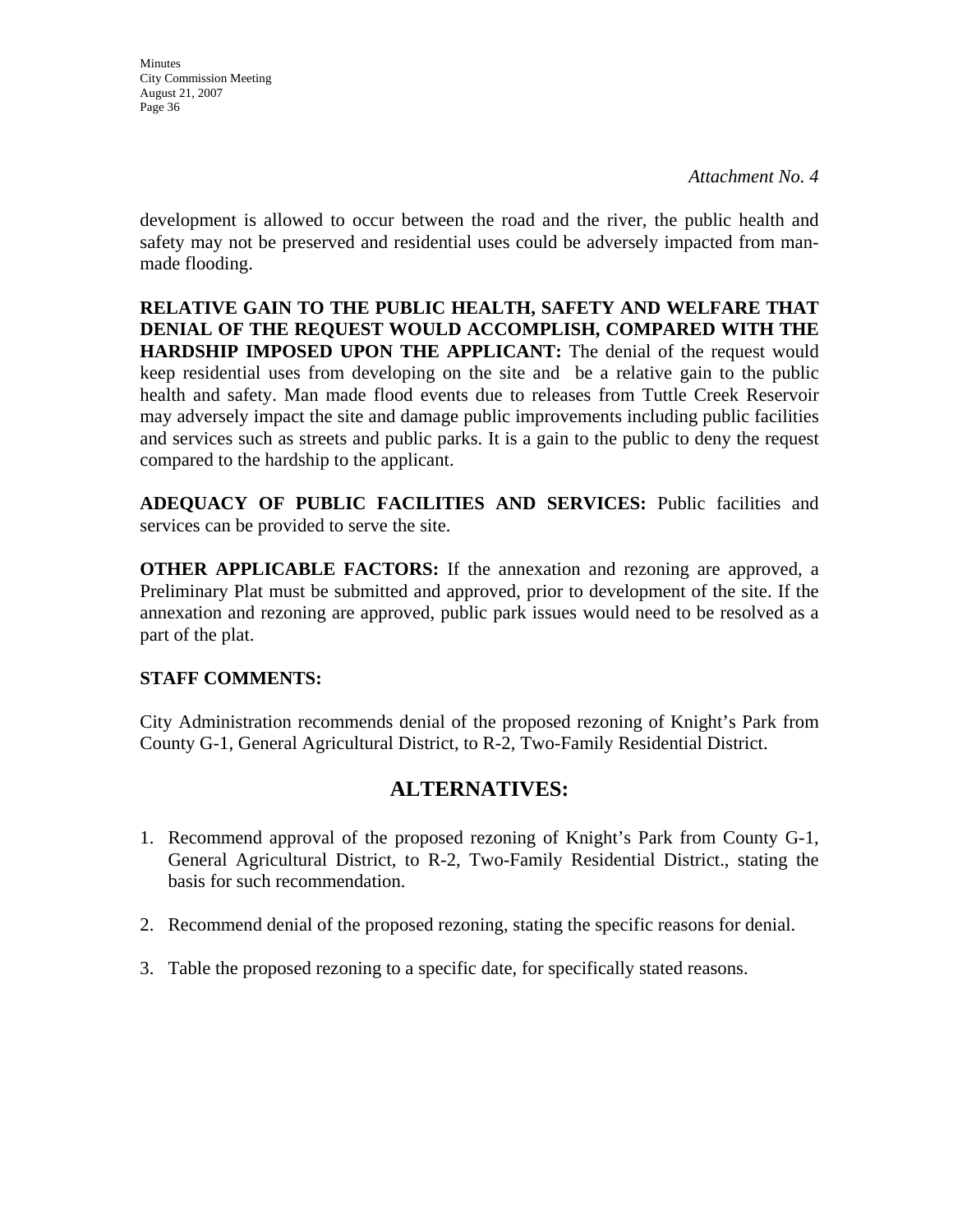*Attachment No. 4*

development is allowed to occur between the road and the river, the public health and safety may not be preserved and residential uses could be adversely impacted from man-made flooding.

**RELATIVE GAIN TO THE PUBLIC HEALTH, SAFETY AND WELFARE THAT DENIAL OF THE REQUEST WOULD ACCOMPLISH, COMPARED WITH THE HARDSHIP IMPOSED UPON THE APPLICANT:** The denial of the request would keep residential uses from developing on the site and be a relative gain to the public health and safety. Man made flood events due to releases from Tuttle Creek Reservoir may adversely impact the site and damage public improvements including public facilities and services such as streets and public parks. It is a gain to the public to deny the request compared to the hardship to the applicant.

**ADEQUACY OF PUBLIC FACILITIES AND SERVICES:** Public facilities and services can be provided to serve the site.

**OTHER APPLICABLE FACTORS:** If the annexation and rezoning are approved, a Preliminary Plat must be submitted and approved, prior to development of the site. If the annexation and rezoning are approved, public park issues would need to be resolved as a part of the plat.

**STAFF COMMENTS:**

City Administration recommends denial of the proposed rezoning of Knight's Park from County G-1, General Agricultural District, to R-2, Two-Family Residential District.

## ALTERNATIVES:

1. Recommend approval of the proposed rezoning of Knight's Park from County G-1, General Agricultural District, to R-2, Two-Family Residential District., stating the basis for such recommendation.

2. Recommend denial of the proposed rezoning, stating the specific reasons for denial.

3. Table the proposed rezoning to a specific date, for specifically stated reasons.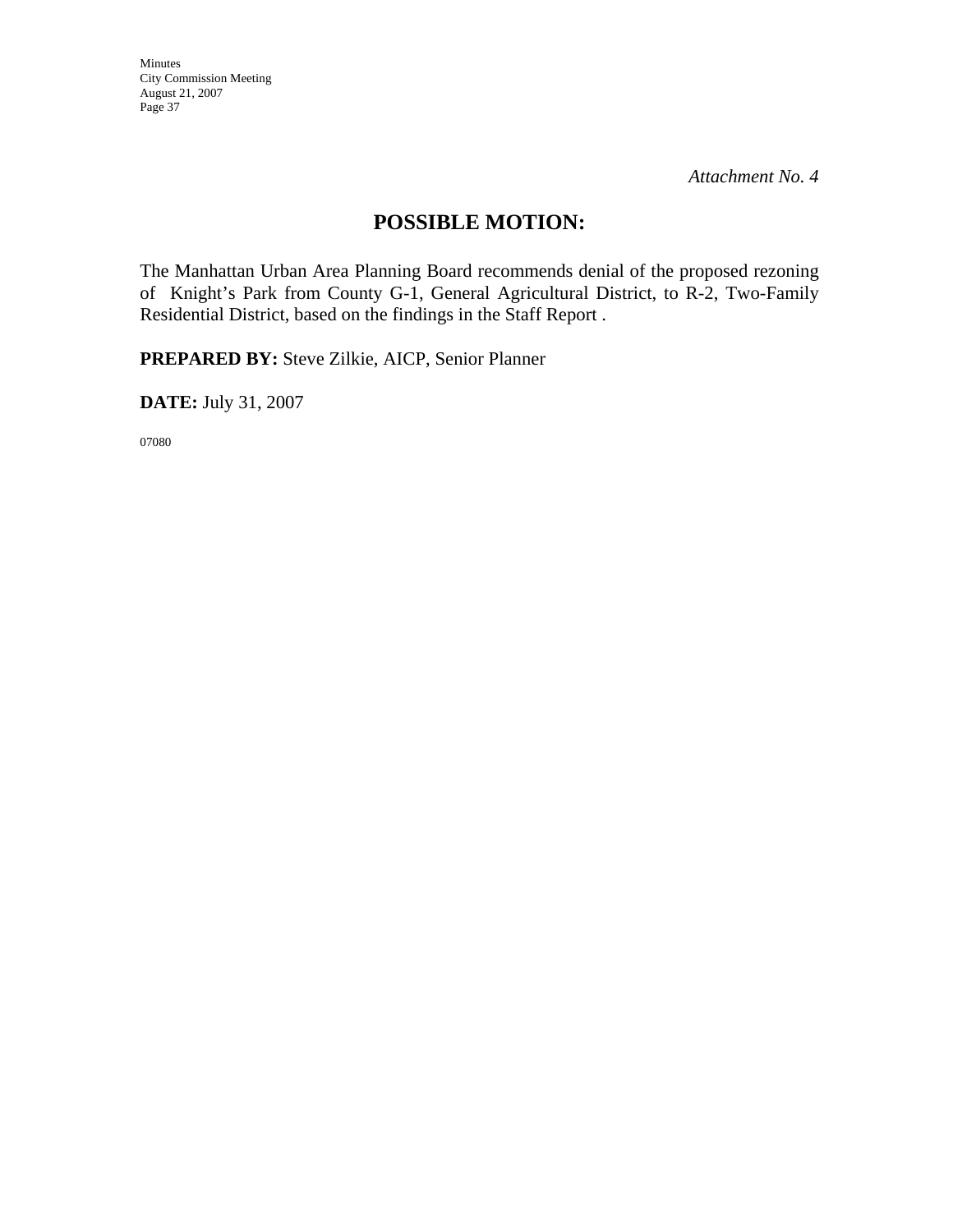*Attachment No. 4*

## POSSIBLE MOTION:

The Manhattan Urban Area Planning Board recommends denial of the proposed rezoning of Knight's Park from County G-1, General Agricultural District, to R-2, Two-Family Residential District, based on the findings in the Staff Report .

**PREPARED BY:** Steve Zilkie, AICP, Senior Planner

**DATE:** July 31, 2007

07080